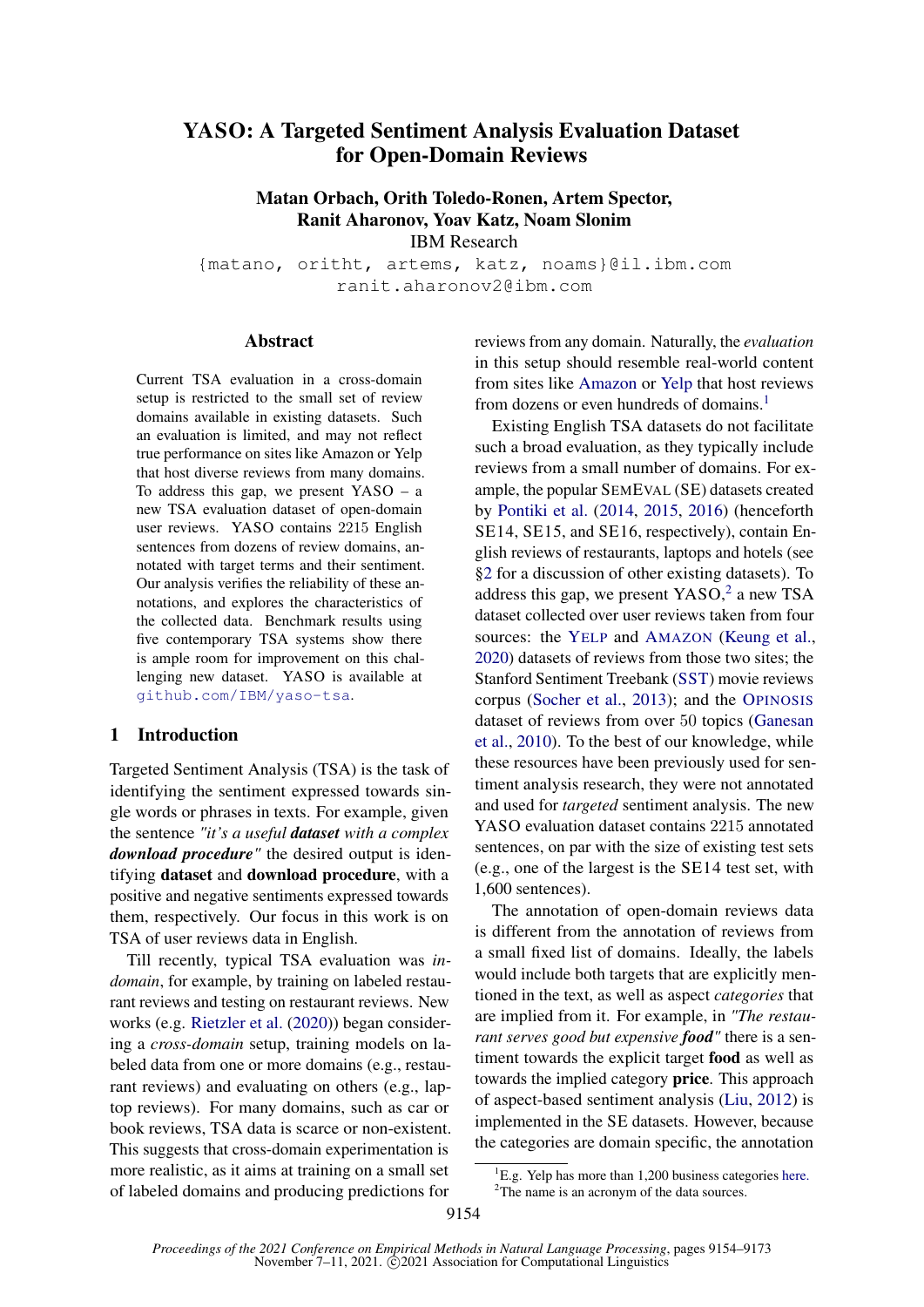# YASO: A Targeted Sentiment Analysis Evaluation Dataset for Open-Domain Reviews

**Matan Orbach, Orith Toledo-Ronen, Artem Spector, Ranit Aharonov, Yoav Katz, Noam Slonim**

IBM Research

{matano, oritht, artems, katz, noams}@il.ibm.com
ranit.aharonov2@ibm.com

## Abstract

Current TSA evaluation in a cross-domain setup is restricted to the small set of review domains available in existing datasets. Such an evaluation is limited, and may not reflect true performance on sites like Amazon or Yelp that host diverse reviews from many domains. To address this gap, we present YASO – a new TSA evaluation dataset of open-domain user reviews. YASO contains 2215 English sentences from dozens of review domains, annotated with target terms and their sentiment. Our analysis verifies the reliability of these annotations, and explores the characteristics of the collected data. Benchmark results using five contemporary TSA systems show there is ample room for improvement on this challenging new dataset. YASO is available at github.com/IBM/yaso-tsa.

## 1 Introduction

Targeted Sentiment Analysis (TSA) is the task of identifying the sentiment expressed towards single words or phrases in texts. For example, given the sentence *"it's a useful **dataset** with a complex **download procedure**"* the desired output is identifying **dataset** and **download procedure**, with a positive and negative sentiments expressed towards them, respectively. Our focus in this work is on TSA of user reviews data in English.

Till recently, typical TSA evaluation was *in-domain*, for example, by training on labeled restaurant reviews and testing on restaurant reviews. New works (e.g. Rietzler et al. (2020)) began considering a *cross-domain* setup, training models on labeled data from one or more domains (e.g., restaurant reviews) and evaluating on others (e.g., laptop reviews). For many domains, such as car or book reviews, TSA data is scarce or non-existent. This suggests that cross-domain experimentation is more realistic, as it aims at training on a small set of labeled domains and producing predictions for reviews from any domain. Naturally, the *evaluation* in this setup should resemble real-world content from sites like Amazon or Yelp that host reviews from dozens or even hundreds of domains.[1]

Existing English TSA datasets do not facilitate such a broad evaluation, as they typically include reviews from a small number of domains. For example, the popular SEMEVAL (SE) datasets created by Pontiki et al. (2014, 2015, 2016) (henceforth SE14, SE15, and SE16, respectively), contain English reviews of restaurants, laptops and hotels (see §2 for a discussion of other existing datasets). To address this gap, we present YASO,[2] a new TSA dataset collected over user reviews taken from four sources: the YELP and AMAZON (Keung et al., 2020) datasets of reviews from those two sites; the Stanford Sentiment Treebank (SST) movie reviews corpus (Socher et al., 2013); and the OPINOSIS dataset of reviews from over 50 topics (Ganesan et al., 2010). To the best of our knowledge, while these resources have been previously used for sentiment analysis research, they were not annotated and used for *targeted* sentiment analysis. The new YASO evaluation dataset contains 2215 annotated sentences, on par with the size of existing test sets (e.g., one of the largest is the SE14 test set, with 1,600 sentences).

The annotation of open-domain reviews data is different from the annotation of reviews from a small fixed list of domains. Ideally, the labels would include both targets that are explicitly mentioned in the text, as well as aspect *categories* that are implied from it. For example, in *"The restaurant serves good but expensive **food**"* there is a sentiment towards the explicit target **food** as well as towards the implied category **price**. This approach of aspect-based sentiment analysis (Liu, 2012) is implemented in the SE datasets. However, because the categories are domain specific, the annotation

[1] E.g. Yelp has more than 1,200 business categories here.

[2] The name is an acronym of the data sources.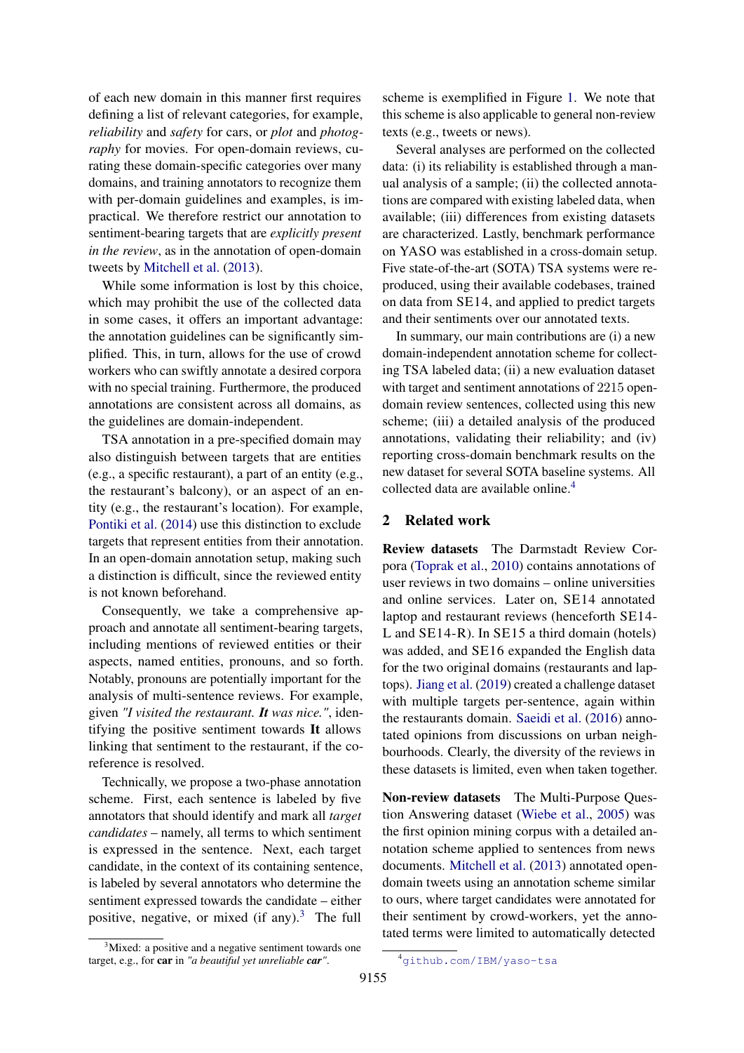of each new domain in this manner first requires defining a list of relevant categories, for example, *reliability* and *safety* for cars, or *plot* and *photography* for movies. For open-domain reviews, curating these domain-specific categories over many domains, and training annotators to recognize them with per-domain guidelines and examples, is impractical. We therefore restrict our annotation to sentiment-bearing targets that are *explicitly present in the review*, as in the annotation of open-domain tweets by Mitchell et al. (2013).

While some information is lost by this choice, which may prohibit the use of the collected data in some cases, it offers an important advantage: the annotation guidelines can be significantly simplified. This, in turn, allows for the use of crowd workers who can swiftly annotate a desired corpora with no special training. Furthermore, the produced annotations are consistent across all domains, as the guidelines are domain-independent.

TSA annotation in a pre-specified domain may also distinguish between targets that are entities (e.g., a specific restaurant), a part of an entity (e.g., the restaurant's balcony), or an aspect of an entity (e.g., the restaurant's location). For example, Pontiki et al. (2014) use this distinction to exclude targets that represent entities from their annotation. In an open-domain annotation setup, making such a distinction is difficult, since the reviewed entity is not known beforehand.

Consequently, we take a comprehensive approach and annotate all sentiment-bearing targets, including mentions of reviewed entities or their aspects, named entities, pronouns, and so forth. Notably, pronouns are potentially important for the analysis of multi-sentence reviews. For example, given *"I visited the restaurant. **It** was nice."*, identifying the positive sentiment towards **It** allows linking that sentiment to the restaurant, if the co-reference is resolved.

Technically, we propose a two-phase annotation scheme. First, each sentence is labeled by five annotators that should identify and mark all *target candidates* – namely, all terms to which sentiment is expressed in the sentence. Next, each target candidate, in the context of its containing sentence, is labeled by several annotators who determine the sentiment expressed towards the candidate – either positive, negative, or mixed (if any).[3] The full scheme is exemplified in Figure 1. We note that this scheme is also applicable to general non-review texts (e.g., tweets or news).

Several analyses are performed on the collected data: (i) its reliability is established through a manual analysis of a sample; (ii) the collected annotations are compared with existing labeled data, when available; (iii) differences from existing datasets are characterized. Lastly, benchmark performance on YASO was established in a cross-domain setup. Five state-of-the-art (SOTA) TSA systems were reproduced, using their available codebases, trained on data from SE14, and applied to predict targets and their sentiments over our annotated texts.

In summary, our main contributions are (i) a new domain-independent annotation scheme for collecting TSA labeled data; (ii) a new evaluation dataset with target and sentiment annotations of 2215 open-domain review sentences, collected using this new scheme; (iii) a detailed analysis of the produced annotations, validating their reliability; and (iv) reporting cross-domain benchmark results on the new dataset for several SOTA baseline systems. All collected data are available online.[4]

## 2 Related work

**Review datasets** The Darmstadt Review Corpora (Toprak et al., 2010) contains annotations of user reviews in two domains – online universities and online services. Later on, SE14 annotated laptop and restaurant reviews (henceforth SE14-L and SE14-R). In SE15 a third domain (hotels) was added, and SE16 expanded the English data for the two original domains (restaurants and laptops). Jiang et al. (2019) created a challenge dataset with multiple targets per-sentence, again within the restaurants domain. Saeidi et al. (2016) annotated opinions from discussions on urban neighbourhoods. Clearly, the diversity of the reviews in these datasets is limited, even when taken together.

**Non-review datasets** The Multi-Purpose Question Answering dataset (Wiebe et al., 2005) was the first opinion mining corpus with a detailed annotation scheme applied to sentences from news documents. Mitchell et al. (2013) annotated open-domain tweets using an annotation scheme similar to ours, where target candidates were annotated for their sentiment by crowd-workers, yet the annotated terms were limited to automatically detected

[3] Mixed: a positive and a negative sentiment towards one target, e.g., for **car** in *"a beautiful yet unreliable **car**"*.

[4] github.com/IBM/yaso-tsa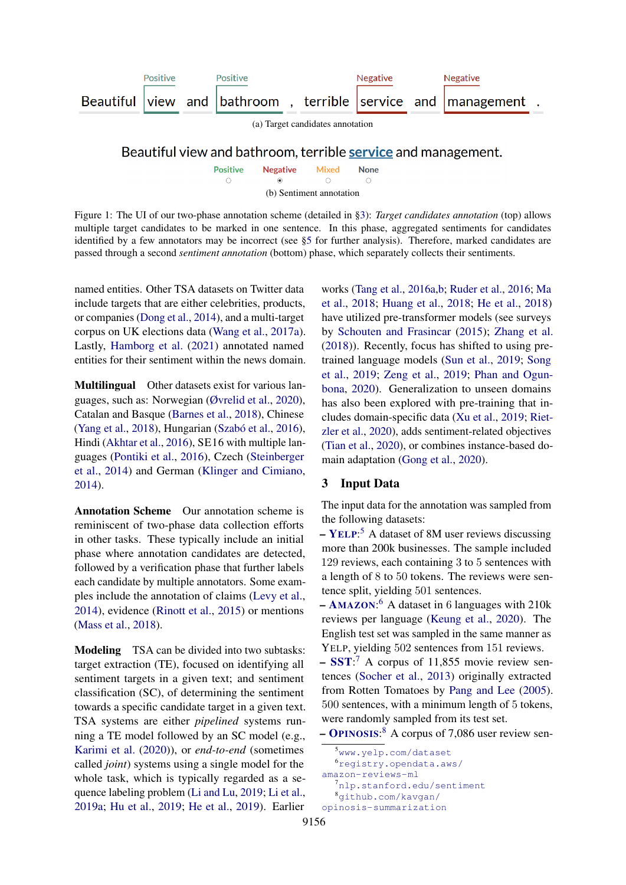Positive Positive Negative Negative

Beautiful view and bathroom , terrible service and management .

(a) Target candidates annotation

Beautiful view and bathroom, terrible service and management.

Positive Negative Mixed None

(b) Sentiment annotation

Figure 1: The UI of our two-phase annotation scheme (detailed in §3): *Target candidates annotation* (top) allows multiple target candidates to be marked in one sentence. In this phase, aggregated sentiments for candidates identified by a few annotators may be incorrect (see §5 for further analysis). Therefore, marked candidates are passed through a second *sentiment annotation* (bottom) phase, which separately collects their sentiments.

named entities. Other TSA datasets on Twitter data include targets that are either celebrities, products, or companies (Dong et al., 2014), and a multi-target corpus on UK elections data (Wang et al., 2017a). Lastly, Hamborg et al. (2021) annotated named entities for their sentiment within the news domain.

**Multilingual** Other datasets exist for various languages, such as: Norwegian (Øvrelid et al., 2020), Catalan and Basque (Barnes et al., 2018), Chinese (Yang et al., 2018), Hungarian (Szabó et al., 2016), Hindi (Akhtar et al., 2016), SE16 with multiple languages (Pontiki et al., 2016), Czech (Steinberger et al., 2014) and German (Klinger and Cimiano, 2014).

**Annotation Scheme** Our annotation scheme is reminiscent of two-phase data collection efforts in other tasks. These typically include an initial phase where annotation candidates are detected, followed by a verification phase that further labels each candidate by multiple annotators. Some examples include the annotation of claims (Levy et al., 2014), evidence (Rinott et al., 2015) or mentions (Mass et al., 2018).

**Modeling** TSA can be divided into two subtasks: target extraction (TE), focused on identifying all sentiment targets in a given text; and sentiment classification (SC), of determining the sentiment towards a specific candidate target in a given text. TSA systems are either *pipelined* systems running a TE model followed by an SC model (e.g., Karimi et al. (2020)), or *end-to-end* (sometimes called *joint*) systems using a single model for the whole task, which is typically regarded as a sequence labeling problem (Li and Lu, 2019; Li et al., 2019a; Hu et al., 2019; He et al., 2019). Earlier works (Tang et al., 2016a,b; Ruder et al., 2016; Ma et al., 2018; Huang et al., 2018; He et al., 2018) have utilized pre-transformer models (see surveys by Schouten and Frasincar (2015); Zhang et al. (2018)). Recently, focus has shifted to using pre-trained language models (Sun et al., 2019; Song et al., 2019; Zeng et al., 2019; Phan and Ogunbona, 2020). Generalization to unseen domains has also been explored with pre-training that includes domain-specific data (Xu et al., 2019; Rietzler et al., 2020), adds sentiment-related objectives (Tian et al., 2020), or combines instance-based domain adaptation (Gong et al., 2020).

## 3 Input Data

The input data for the annotation was sampled from the following datasets:

– **YELP**:[5] A dataset of 8M user reviews discussing more than 200k businesses. The sample included 129 reviews, each containing 3 to 5 sentences with a length of 8 to 50 tokens. The reviews were sentence split, yielding 501 sentences.

– **AMAZON**:[6] A dataset in 6 languages with 210k reviews per language (Keung et al., 2020). The English test set was sampled in the same manner as YELP, yielding 502 sentences from 151 reviews.

– **SST**:[7] A corpus of 11,855 movie review sentences (Socher et al., 2013) originally extracted from Rotten Tomatoes by Pang and Lee (2005). 500 sentences, with a minimum length of 5 tokens, were randomly sampled from its test set.

– **OPINOSIS**:[8] A corpus of 7,086 user review sen-

[5] www.yelp.com/dataset

[6] registry.opendata.aws/amazon-reviews-ml

[7] nlp.stanford.edu/sentiment

[8] github.com/kavgan/opinosis-summarization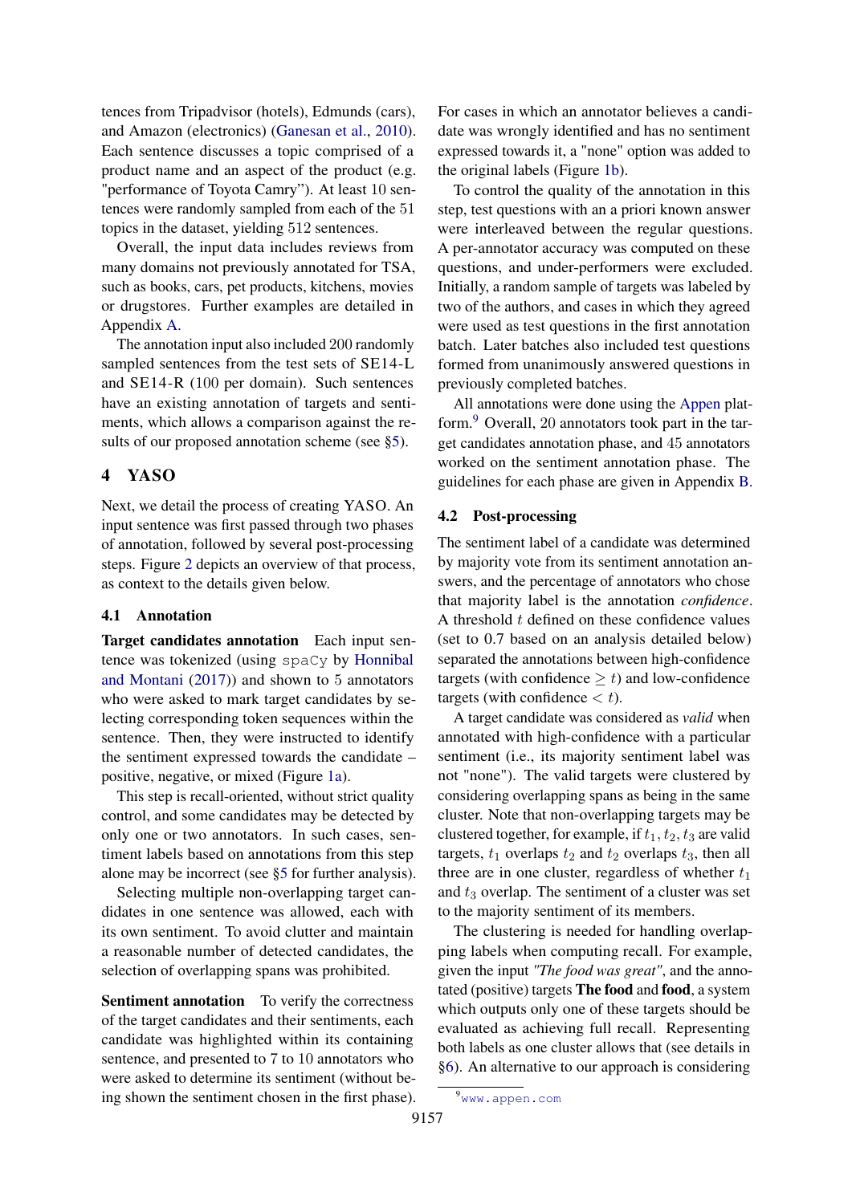tences from Tripadvisor (hotels), Edmunds (cars), and Amazon (electronics) (Ganesan et al., 2010). Each sentence discusses a topic comprised of a product name and an aspect of the product (e.g. "performance of Toyota Camry"). At least 10 sentences were randomly sampled from each of the 51 topics in the dataset, yielding 512 sentences.

Overall, the input data includes reviews from many domains not previously annotated for TSA, such as books, cars, pet products, kitchens, movies or drugstores. Further examples are detailed in Appendix A.

The annotation input also included 200 randomly sampled sentences from the test sets of SE14-L and SE14-R (100 per domain). Such sentences have an existing annotation of targets and sentiments, which allows a comparison against the results of our proposed annotation scheme (see §5).

## 4 YASO

Next, we detail the process of creating YASO. An input sentence was first passed through two phases of annotation, followed by several post-processing steps. Figure 2 depicts an overview of that process, as context to the details given below.

### 4.1 Annotation

**Target candidates annotation** Each input sentence was tokenized (using spaCy by Honnibal and Montani (2017)) and shown to 5 annotators who were asked to mark target candidates by selecting corresponding token sequences within the sentence. Then, they were instructed to identify the sentiment expressed towards the candidate – positive, negative, or mixed (Figure 1a).

This step is recall-oriented, without strict quality control, and some candidates may be detected by only one or two annotators. In such cases, sentiment labels based on annotations from this step alone may be incorrect (see §5 for further analysis).

Selecting multiple non-overlapping target candidates in one sentence was allowed, each with its own sentiment. To avoid clutter and maintain a reasonable number of detected candidates, the selection of overlapping spans was prohibited.

**Sentiment annotation** To verify the correctness of the target candidates and their sentiments, each candidate was highlighted within its containing sentence, and presented to 7 to 10 annotators who were asked to determine its sentiment (without being shown the sentiment chosen in the first phase). For cases in which an annotator believes a candidate was wrongly identified and has no sentiment expressed towards it, a "none" option was added to the original labels (Figure 1b).

To control the quality of the annotation in this step, test questions with an a priori known answer were interleaved between the regular questions. A per-annotator accuracy was computed on these questions, and under-performers were excluded. Initially, a random sample of targets was labeled by two of the authors, and cases in which they agreed were used as test questions in the first annotation batch. Later batches also included test questions formed from unanimously answered questions in previously completed batches.

All annotations were done using the Appen platform.[9] Overall, 20 annotators took part in the target candidates annotation phase, and 45 annotators worked on the sentiment annotation phase. The guidelines for each phase are given in Appendix B.

### 4.2 Post-processing

The sentiment label of a candidate was determined by majority vote from its sentiment annotation answers, and the percentage of annotators who chose that majority label is the annotation *confidence*. A threshold $t$ defined on these confidence values (set to 0.7 based on an analysis detailed below) separated the annotations between high-confidence targets (with confidence $\geq t$) and low-confidence targets (with confidence $< t$).

A target candidate was considered as *valid* when annotated with high-confidence with a particular sentiment (i.e., its majority sentiment label was not "none"). The valid targets were clustered by considering overlapping spans as being in the same cluster. Note that non-overlapping targets may be clustered together, for example, if $t_1, t_2, t_3$ are valid targets, $t_1$ overlaps $t_2$ and $t_2$ overlaps $t_3$, then all three are in one cluster, regardless of whether $t_1$ and $t_3$ overlap. The sentiment of a cluster was set to the majority sentiment of its members.

The clustering is needed for handling overlapping labels when computing recall. For example, given the input *"The food was great"*, and the annotated (positive) targets **The food** and **food**, a system which outputs only one of these targets should be evaluated as achieving full recall. Representing both labels as one cluster allows that (see details in §6). An alternative to our approach is considering

[9] www.appen.com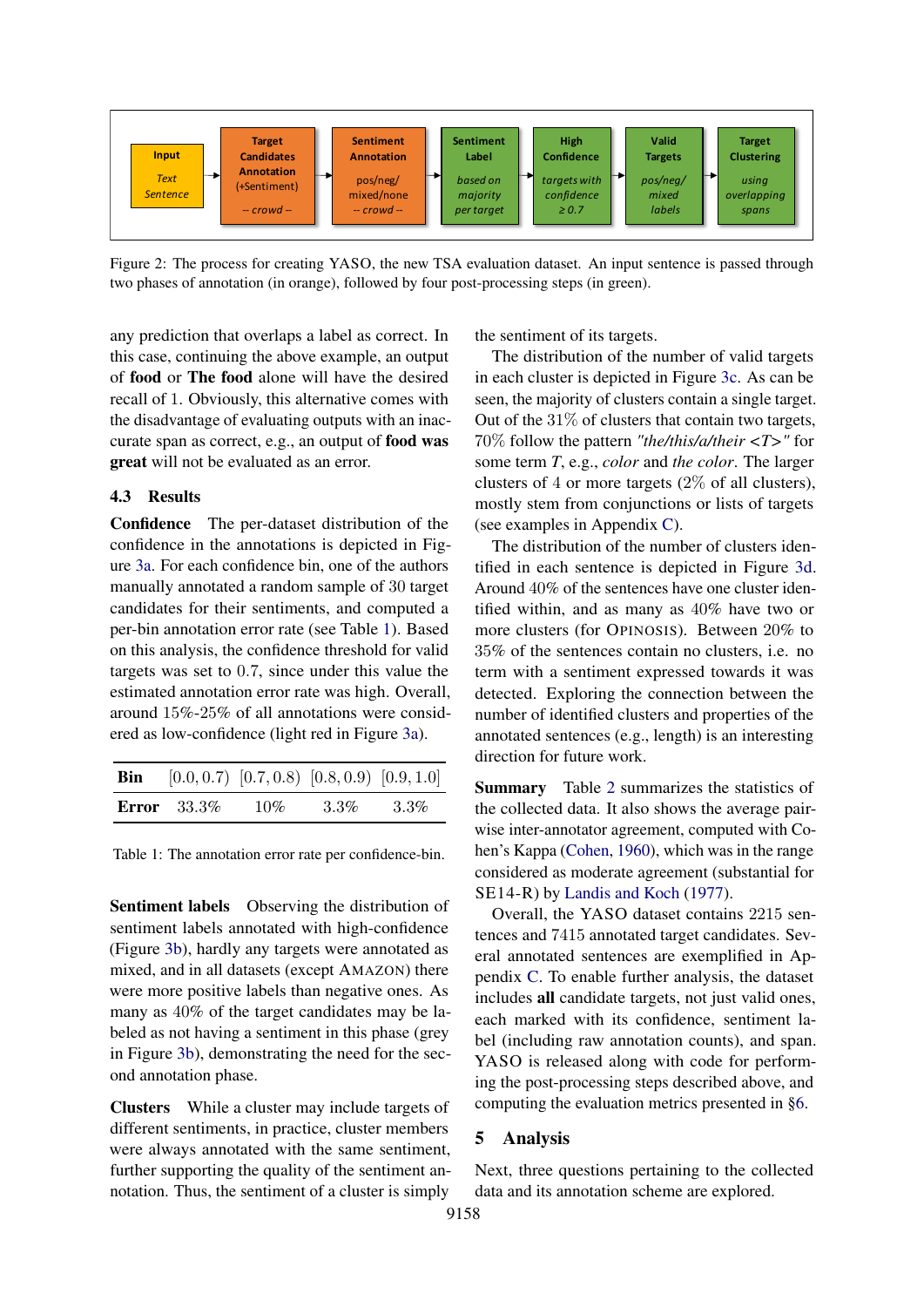Figure 2: The process for creating YASO, the new TSA evaluation dataset. An input sentence is passed through two phases of annotation (in orange), followed by four post-processing steps (in green).

any prediction that overlaps a label as correct. In this case, continuing the above example, an output of **food** or **The food** alone will have the desired recall of 1. Obviously, this alternative comes with the disadvantage of evaluating outputs with an inaccurate span as correct, e.g., an output of **food was great** will not be evaluated as an error.

### 4.3 Results

**Confidence** The per-dataset distribution of the confidence in the annotations is depicted in Figure 3a. For each confidence bin, one of the authors manually annotated a random sample of 30 target candidates for their sentiments, and computed a per-bin annotation error rate (see Table 1). Based on this analysis, the confidence threshold for valid targets was set to 0.7, since under this value the estimated annotation error rate was high. Overall, around 15%-25% of all annotations were considered as low-confidence (light red in Figure 3a).

| Bin | $[0.0, 0.7)$ | $[0.7, 0.8)$ | $[0.8, 0.9)$ | $[0.9, 1.0]$ |
|---|---|---|---|---|
| **Error** | 33.3% | 10% | 3.3% | 3.3% |

Table 1: The annotation error rate per confidence-bin.

**Sentiment labels** Observing the distribution of sentiment labels annotated with high-confidence (Figure 3b), hardly any targets were annotated as mixed, and in all datasets (except AMAZON) there were more positive labels than negative ones. As many as 40% of the target candidates may be labeled as not having a sentiment in this phase (grey in Figure 3b), demonstrating the need for the second annotation phase.

**Clusters** While a cluster may include targets of different sentiments, in practice, cluster members were always annotated with the same sentiment, further supporting the quality of the sentiment annotation. Thus, the sentiment of a cluster is simply the sentiment of its targets.

The distribution of the number of valid targets in each cluster is depicted in Figure 3c. As can be seen, the majority of clusters contain a single target. Out of the 31% of clusters that contain two targets, 70% follow the pattern *"the/this/a/their <T>"* for some term *T*, e.g., *color* and *the color*. The larger clusters of 4 or more targets (2% of all clusters), mostly stem from conjunctions or lists of targets (see examples in Appendix C).

The distribution of the number of clusters identified in each sentence is depicted in Figure 3d. Around 40% of the sentences have one cluster identified within, and as many as 40% have two or more clusters (for OPINOSIS). Between 20% to 35% of the sentences contain no clusters, i.e. no term with a sentiment expressed towards it was detected. Exploring the connection between the number of identified clusters and properties of the annotated sentences (e.g., length) is an interesting direction for future work.

**Summary** Table 2 summarizes the statistics of the collected data. It also shows the average pairwise inter-annotator agreement, computed with Cohen's Kappa (Cohen, 1960), which was in the range considered as moderate agreement (substantial for SE14-R) by Landis and Koch (1977).

Overall, the YASO dataset contains 2215 sentences and 7415 annotated target candidates. Several annotated sentences are exemplified in Appendix C. To enable further analysis, the dataset includes **all** candidate targets, not just valid ones, each marked with its confidence, sentiment label (including raw annotation counts), and span. YASO is released along with code for performing the post-processing steps described above, and computing the evaluation metrics presented in §6.

## 5 Analysis

Next, three questions pertaining to the collected data and its annotation scheme are explored.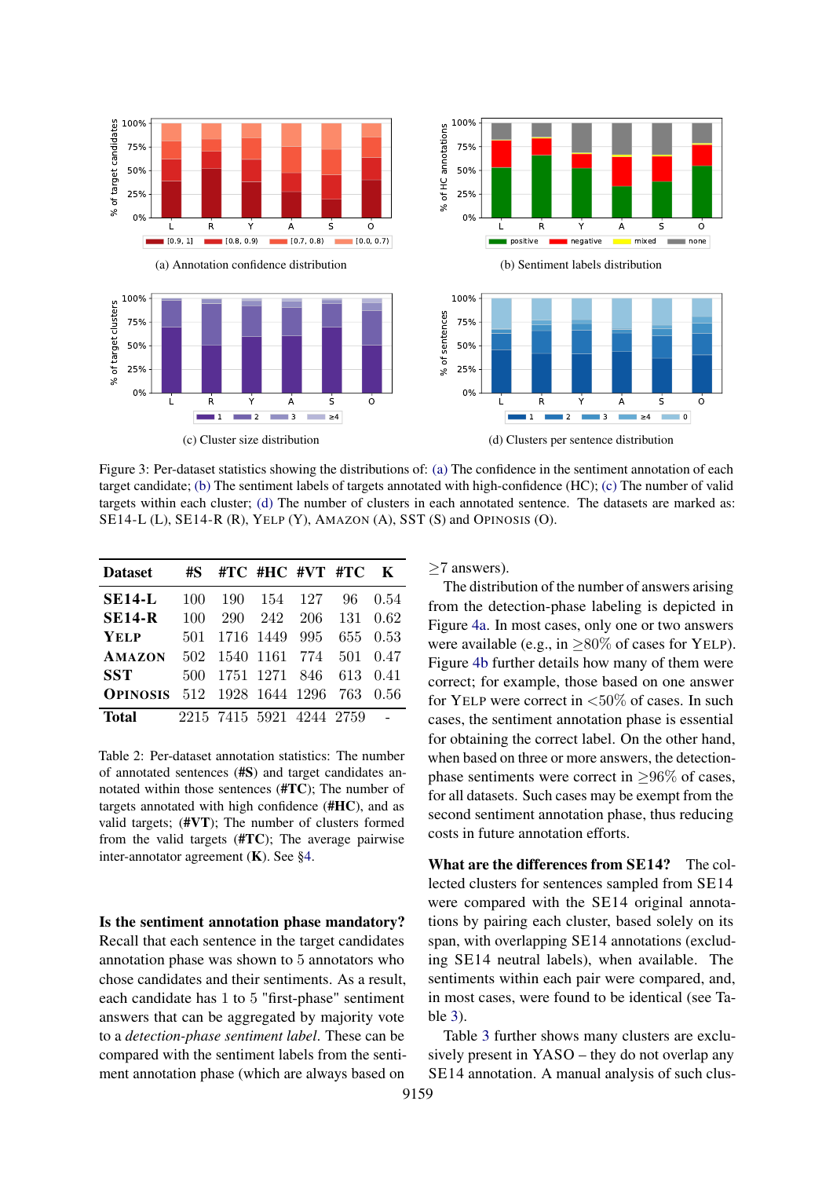Figure 3: Per-dataset statistics showing the distributions of: (a) The confidence in the sentiment annotation of each target candidate; (b) The sentiment labels of targets annotated with high-confidence (HC); (c) The number of valid targets within each cluster; (d) The number of clusters in each annotated sentence. The datasets are marked as: SE14-L (L), SE14-R (R), YELP (Y), AMAZON (A), SST (S) and OPINOSIS (O).

| Dataset | #S | #TC | #HC | #VT | #TC | K |
|---|---|---|---|---|---|---|
| **SE14-L** | 100 | 190 | 154 | 127 | 96 | 0.54 |
| **SE14-R** | 100 | 290 | 242 | 206 | 131 | 0.62 |
| **YELP** | 501 | 1716 | 1449 | 995 | 655 | 0.53 |
| **AMAZON** | 502 | 1540 | 1161 | 774 | 501 | 0.47 |
| **SST** | 500 | 1751 | 1271 | 846 | 613 | 0.41 |
| **OPINOSIS** | 512 | 1928 | 1644 | 1296 | 763 | 0.56 |
| **Total** | 2215 | 7415 | 5921 | 4244 | 2759 | - |

Table 2: Per-dataset annotation statistics: The number of annotated sentences (**#S**) and target candidates annotated within those sentences (**#TC**); The number of targets annotated with high confidence (**#HC**), and as valid targets; (**#VT**); The number of clusters formed from the valid targets (**#TC**); The average pairwise inter-annotator agreement (**K**). See §4.

**Is the sentiment annotation phase mandatory?** Recall that each sentence in the target candidates annotation phase was shown to 5 annotators who chose candidates and their sentiments. As a result, each candidate has 1 to 5 "first-phase" sentiment answers that can be aggregated by majority vote to a *detection-phase sentiment label*. These can be compared with the sentiment labels from the sentiment annotation phase (which are always based on $\geq$7 answers).

The distribution of the number of answers arising from the detection-phase labeling is depicted in Figure 4a. In most cases, only one or two answers were available (e.g., in $\geq$80% of cases for YELP). Figure 4b further details how many of them were correct; for example, those based on one answer for YELP were correct in $<$50% of cases. In such cases, the sentiment annotation phase is essential for obtaining the correct label. On the other hand, when based on three or more answers, the detection-phase sentiments were correct in $\geq$96% of cases, for all datasets. Such cases may be exempt from the second sentiment annotation phase, thus reducing costs in future annotation efforts.

**What are the differences from SE14?** The collected clusters for sentences sampled from SE14 were compared with the SE14 original annotations by pairing each cluster, based solely on its span, with overlapping SE14 annotations (excluding SE14 neutral labels), when available. The sentiments within each pair were compared, and, in most cases, were found to be identical (see Table 3).

Table 3 further shows many clusters are exclusively present in YASO – they do not overlap any SE14 annotation. A manual analysis of such clus-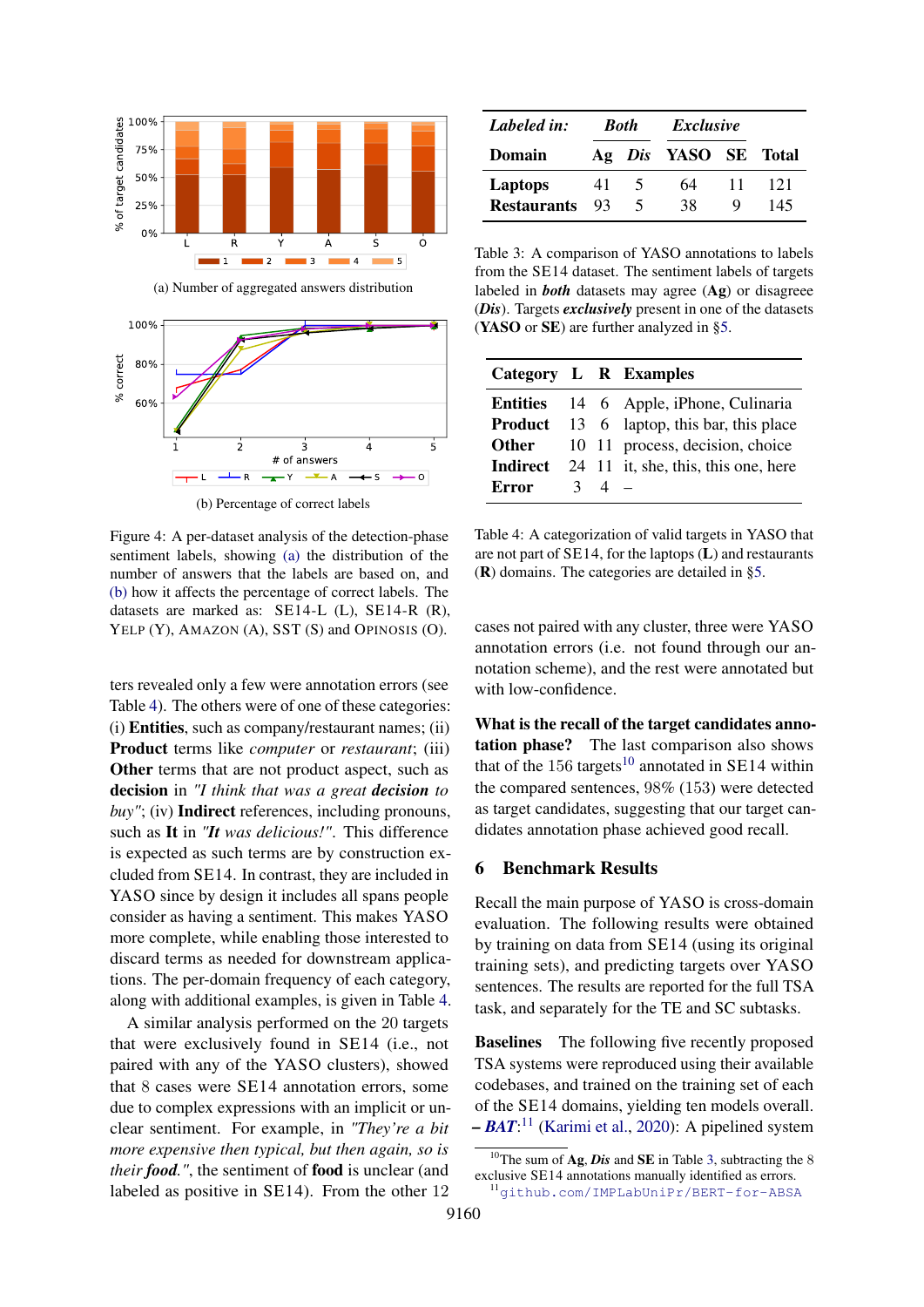(a) Number of aggregated answers distribution

(b) Percentage of correct labels

Figure 4: A per-dataset analysis of the detection-phase sentiment labels, showing (a) the distribution of the number of answers that the labels are based on, and (b) how it affects the percentage of correct labels. The datasets are marked as: SE14-L (L), SE14-R (R), YELP (Y), AMAZON (A), SST (S) and OPINOSIS (O).

ters revealed only a few were annotation errors (see Table 4). The others were of one of these categories: (i) **Entities**, such as company/restaurant names; (ii) **Product** terms like *computer* or *restaurant*; (iii) **Other** terms that are not product aspect, such as **decision** in *"I think that was a great **decision** to buy"*; (iv) **Indirect** references, including pronouns, such as **It** in *"**It** was delicious!"*. This difference is expected as such terms are by construction excluded from SE14. In contrast, they are included in YASO since by design it includes all spans people consider as having a sentiment. This makes YASO more complete, while enabling those interested to discard terms as needed for downstream applications. The per-domain frequency of each category, along with additional examples, is given in Table 4.

A similar analysis performed on the 20 targets that were exclusively found in SE14 (i.e., not paired with any of the YASO clusters), showed that 8 cases were SE14 annotation errors, some due to complex expressions with an implicit or unclear sentiment. For example, in *"They're a bit more expensive then typical, but then again, so is their **food**."*, the sentiment of **food** is unclear (and labeled as positive in SE14). From the other 12

| *Labeled in:* | *Both* | | *Exclusive* | | |
|---|---|---|---|---|---|
| **Domain** | **Ag** | ***Dis*** | **YASO** | **SE** | **Total** |
| **Laptops** | 41 | 5 | 64 | 11 | 121 |
| **Restaurants** | 93 | 5 | 38 | 9 | 145 |

Table 3: A comparison of YASO annotations to labels from the SE14 dataset. The sentiment labels of targets labeled in ***both*** datasets may agree (**Ag**) or disagree (***Dis***). Targets ***exclusively*** present in one of the datasets (**YASO** or **SE**) are further analyzed in §5.

| **Category** | **L** | **R** | **Examples** |
|---|---|---|---|
| **Entities** | 14 | 6 | Apple, iPhone, Culinaria |
| **Product** | 13 | 6 | laptop, this bar, this place |
| **Other** | 10 | 11 | process, decision, choice |
| **Indirect** | 24 | 11 | it, she, this, this one, here |
| **Error** | 3 | 4 | – |

Table 4: A categorization of valid targets in YASO that are not part of SE14, for the laptops (**L**) and restaurants (**R**) domains. The categories are detailed in §5.

cases not paired with any cluster, three were YASO annotation errors (i.e. not found through our annotation scheme), and the rest were annotated but with low-confidence.

**What is the recall of the target candidates annotation phase?** The last comparison also shows that of the 156 targets[10] annotated in SE14 within the compared sentences, 98% (153) were detected as target candidates, suggesting that our target candidates annotation phase achieved good recall.

## 6 Benchmark Results

Recall the main purpose of YASO is cross-domain evaluation. The following results were obtained by training on data from SE14 (using its original training sets), and predicting targets over YASO sentences. The results are reported for the full TSA task, and separately for the TE and SC subtasks.

**Baselines** The following five recently proposed TSA systems were reproduced using their available codebases, and trained on the training set of each of the SE14 domains, yielding ten models overall.
– ***BAT***:[11] (Karimi et al., 2020): A pipelined system

[10] The sum of **Ag**, ***Dis*** and **SE** in Table 3, subtracting the 8 exclusive SE14 annotations manually identified as errors.
[11] github.com/IMPLabUniPr/BERT-for-ABSA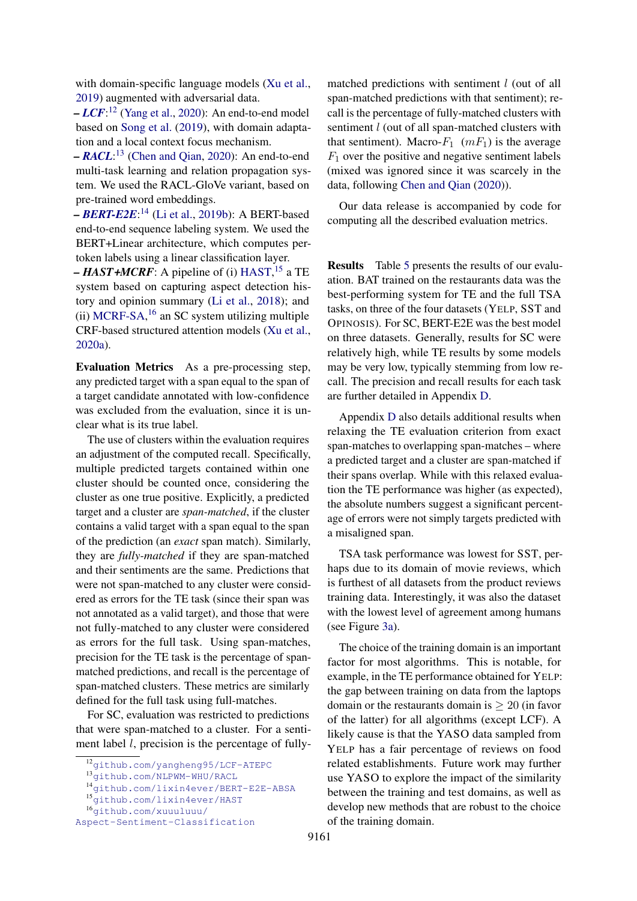with domain-specific language models (Xu et al., 2019) augmented with adversarial data.

– ***LCF***:[12] (Yang et al., 2020): An end-to-end model based on Song et al. (2019), with domain adaptation and a local context focus mechanism.

– ***RACL***:[13] (Chen and Qian, 2020): An end-to-end multi-task learning and relation propagation system. We used the RACL-GloVe variant, based on pre-trained word embeddings.

– ***BERT-E2E***:[14] (Li et al., 2019b): A BERT-based end-to-end sequence labeling system. We used the BERT+Linear architecture, which computes per-token labels using a linear classification layer.

– ***HAST+MCRF***: A pipeline of (i) HAST,[15] a TE system based on capturing aspect detection history and opinion summary (Li et al., 2018); and (ii) MCRF-SA,[16] an SC system utilizing multiple CRF-based structured attention models (Xu et al., 2020a).

**Evaluation Metrics** As a pre-processing step, any predicted target with a span equal to the span of a target candidate annotated with low-confidence was excluded from the evaluation, since it is unclear what is its true label.

The use of clusters within the evaluation requires an adjustment of the computed recall. Specifically, multiple predicted targets contained within one cluster should be counted once, considering the cluster as one true positive. Explicitly, a predicted target and a cluster are *span-matched*, if the cluster contains a valid target with a span equal to the span of the prediction (an *exact* span match). Similarly, they are *fully-matched* if they are span-matched and their sentiments are the same. Predictions that were not span-matched to any cluster were considered as errors for the TE task (since their span was not annotated as a valid target), and those that were not fully-matched to any cluster were considered as errors for the full task. Using span-matches, precision for the TE task is the percentage of span-matched predictions, and recall is the percentage of span-matched clusters. These metrics are similarly defined for the full task using full-matches.

For SC, evaluation was restricted to predictions that were span-matched to a cluster. For a sentiment label $l$, precision is the percentage of fully-matched predictions with sentiment $l$ (out of all span-matched predictions with that sentiment); recall is the percentage of fully-matched clusters with sentiment $l$ (out of all span-matched clusters with that sentiment). Macro-$F_1$ ($mF_1$) is the average $F_1$ over the positive and negative sentiment labels (mixed was ignored since it was scarcely in the data, following Chen and Qian (2020)).

Our data release is accompanied by code for computing all the described evaluation metrics.

**Results** Table 5 presents the results of our evaluation. BAT trained on the restaurants data was the best-performing system for TE and the full TSA tasks, on three of the four datasets (YELP, SST and OPINOSIS). For SC, BERT-E2E was the best model on three datasets. Generally, results for SC were relatively high, while TE results by some models may be very low, typically stemming from low recall. The precision and recall results for each task are further detailed in Appendix D.

Appendix D also details additional results when relaxing the TE evaluation criterion from exact span-matches to overlapping span-matches – where a predicted target and a cluster are span-matched if their spans overlap. While with this relaxed evaluation the TE performance was higher (as expected), the absolute numbers suggest a significant percentage of errors were not simply targets predicted with a misaligned span.

TSA task performance was lowest for SST, perhaps due to its domain of movie reviews, which is furthest of all datasets from the product reviews training data. Interestingly, it was also the dataset with the lowest level of agreement among humans (see Figure 3a).

The choice of the training domain is an important factor for most algorithms. This is notable, for example, in the TE performance obtained for YELP: the gap between training on data from the laptops domain or the restaurants domain is $\geq 20$ (in favor of the latter) for all algorithms (except LCF). A likely cause is that the YASO data sampled from YELP has a fair percentage of reviews on food related establishments. Future work may further use YASO to explore the impact of the similarity between the training and test domains, as well as develop new methods that are robust to the choice of the training domain.

[12] github.com/yangheng95/LCF-ATEPC
[13] github.com/NLPWM-WHU/RACL
[14] github.com/lixin4ever/BERT-E2E-ABSA
[15] github.com/lixin4ever/HAST
[16] github.com/xuuuluuu/Aspect-Sentiment-Classification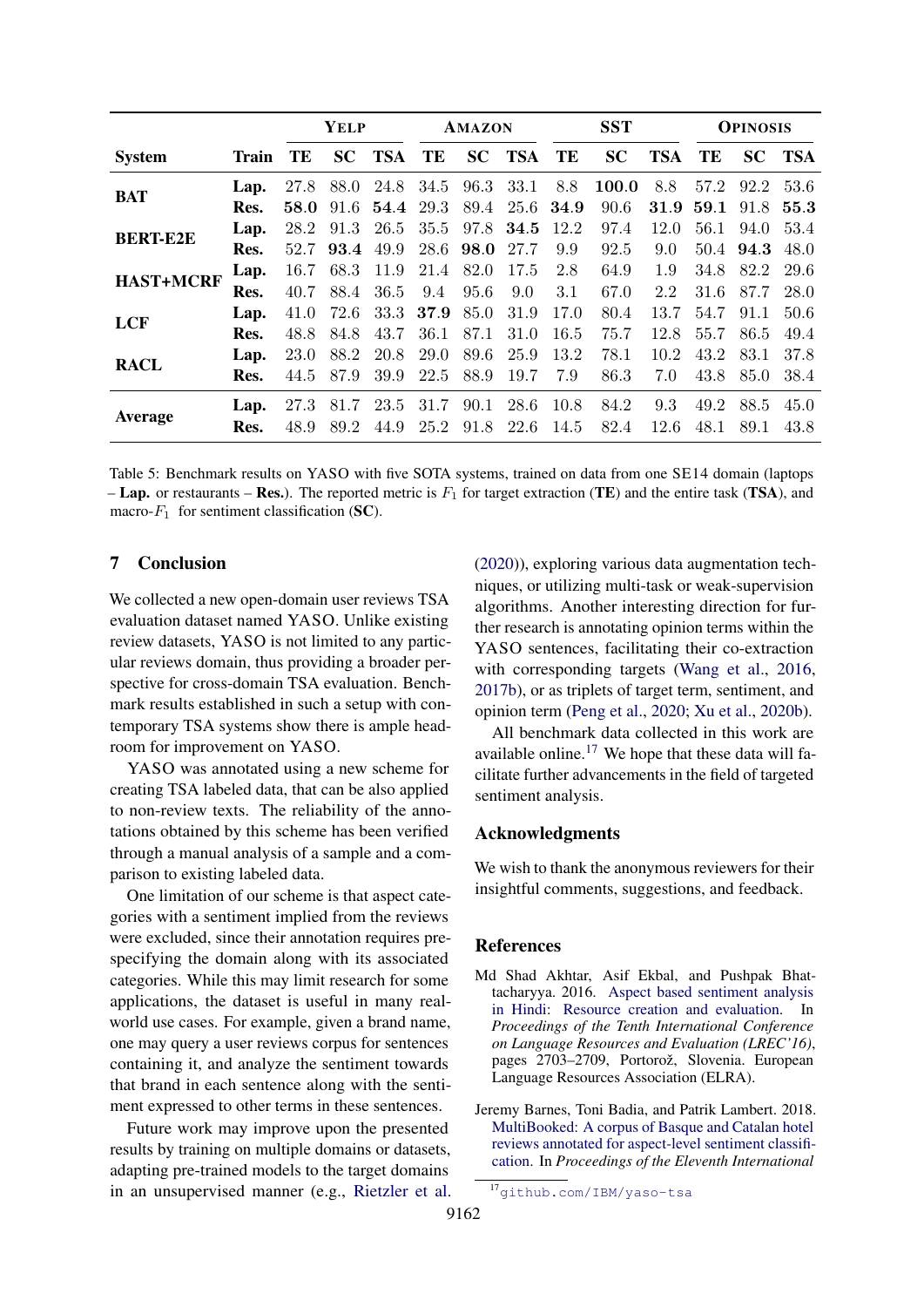| System | Train | YELP | | | AMAZON | | | SST | | | OPINOSIS | | |
|---|---|---|---|---|---|---|---|---|---|---|---|---|---|
| | | TE | SC | TSA | TE | SC | TSA | TE | SC | TSA | TE | SC | TSA |
| **BAT** | **Lap.** | 27.8 | 88.0 | 24.8 | 34.5 | 96.3 | 33.1 | 8.8 | **100.0** | 8.8 | 57.2 | 92.2 | 53.6 |
| | **Res.** | **58.0** | 91.6 | **54.4** | 29.3 | 89.4 | 25.6 | **34.9** | 90.6 | **31.9** | **59.1** | 91.8 | **55.3** |
| **BERT-E2E** | **Lap.** | 28.2 | 91.3 | 26.5 | 35.5 | 97.8 | **34.5** | 12.2 | 97.4 | 12.0 | 56.1 | 94.0 | 53.4 |
| | **Res.** | 52.7 | **93.4** | 49.9 | 28.6 | **98.0** | 27.7 | 9.9 | 92.5 | 9.0 | 50.4 | **94.3** | 48.0 |
| **HAST+MCRF** | **Lap.** | 16.7 | 68.3 | 11.9 | 21.4 | 82.0 | 17.5 | 2.8 | 64.9 | 1.9 | 34.8 | 82.2 | 29.6 |
| | **Res.** | 40.7 | 88.4 | 36.5 | 9.4 | 95.6 | 9.0 | 3.1 | 67.0 | 2.2 | 31.6 | 87.7 | 28.0 |
| **LCF** | **Lap.** | 41.0 | 72.6 | 33.3 | **37.9** | 85.0 | 31.9 | 17.0 | 80.4 | 13.7 | 54.7 | 91.1 | 50.6 |
| | **Res.** | 48.8 | 84.8 | 43.7 | 36.1 | 87.1 | 31.0 | 16.5 | 75.7 | 12.8 | 55.7 | 86.5 | 49.4 |
| **RACL** | **Lap.** | 23.0 | 88.2 | 20.8 | 29.0 | 89.6 | 25.9 | 13.2 | 78.1 | 10.2 | 43.2 | 83.1 | 37.8 |
| | **Res.** | 44.5 | 87.9 | 39.9 | 22.5 | 88.9 | 19.7 | 7.9 | 86.3 | 7.0 | 43.8 | 85.0 | 38.4 |
| **Average** | **Lap.** | 27.3 | 81.7 | 23.5 | 31.7 | 90.1 | 28.6 | 10.8 | 84.2 | 9.3 | 49.2 | 88.5 | 45.0 |
| | **Res.** | 48.9 | 89.2 | 44.9 | 25.2 | 91.8 | 22.6 | 14.5 | 82.4 | 12.6 | 48.1 | 89.1 | 43.8 |

Table 5: Benchmark results on YASO with five SOTA systems, trained on data from one SE14 domain (laptops – **Lap.** or restaurants – **Res.**). The reported metric is $F_1$ for target extraction (**TE**) and the entire task (**TSA**), and macro-$F_1$ for sentiment classification (**SC**).

## 7 Conclusion

We collected a new open-domain user reviews TSA evaluation dataset named YASO. Unlike existing review datasets, YASO is not limited to any particular reviews domain, thus providing a broader perspective for cross-domain TSA evaluation. Benchmark results established in such a setup with contemporary TSA systems show there is ample headroom for improvement on YASO.

YASO was annotated using a new scheme for creating TSA labeled data, that can be also applied to non-review texts. The reliability of the annotations obtained by this scheme has been verified through a manual analysis of a sample and a comparison to existing labeled data.

One limitation of our scheme is that aspect categories with a sentiment implied from the reviews were excluded, since their annotation requires prespecifying the domain along with its associated categories. While this may limit research for some applications, the dataset is useful in many real-world use cases. For example, given a brand name, one may query a user reviews corpus for sentences containing it, and analyze the sentiment towards that brand in each sentence along with the sentiment expressed to other terms in these sentences.

Future work may improve upon the presented results by training on multiple domains or datasets, adapting pre-trained models to the target domains in an unsupervised manner (e.g., Rietzler et al. (2020)), exploring various data augmentation techniques, or utilizing multi-task or weak-supervision algorithms. Another interesting direction for further research is annotating opinion terms within the YASO sentences, facilitating their co-extraction with corresponding targets (Wang et al., 2016, 2017b), or as triplets of target term, sentiment, and opinion term (Peng et al., 2020; Xu et al., 2020b).

All benchmark data collected in this work are available online.[17] We hope that these data will facilitate further advancements in the field of targeted sentiment analysis.

## Acknowledgments

We wish to thank the anonymous reviewers for their insightful comments, suggestions, and feedback.

## References

Md Shad Akhtar, Asif Ekbal, and Pushpak Bhattacharyya. 2016. Aspect based sentiment analysis in Hindi: Resource creation and evaluation. In *Proceedings of the Tenth International Conference on Language Resources and Evaluation (LREC'16)*, pages 2703–2709, Portorož, Slovenia. European Language Resources Association (ELRA).

Jeremy Barnes, Toni Badia, and Patrik Lambert. 2018. MultiBooked: A corpus of Basque and Catalan hotel reviews annotated for aspect-level sentiment classification. In *Proceedings of the Eleventh International*

[17] github.com/IBM/yaso-tsa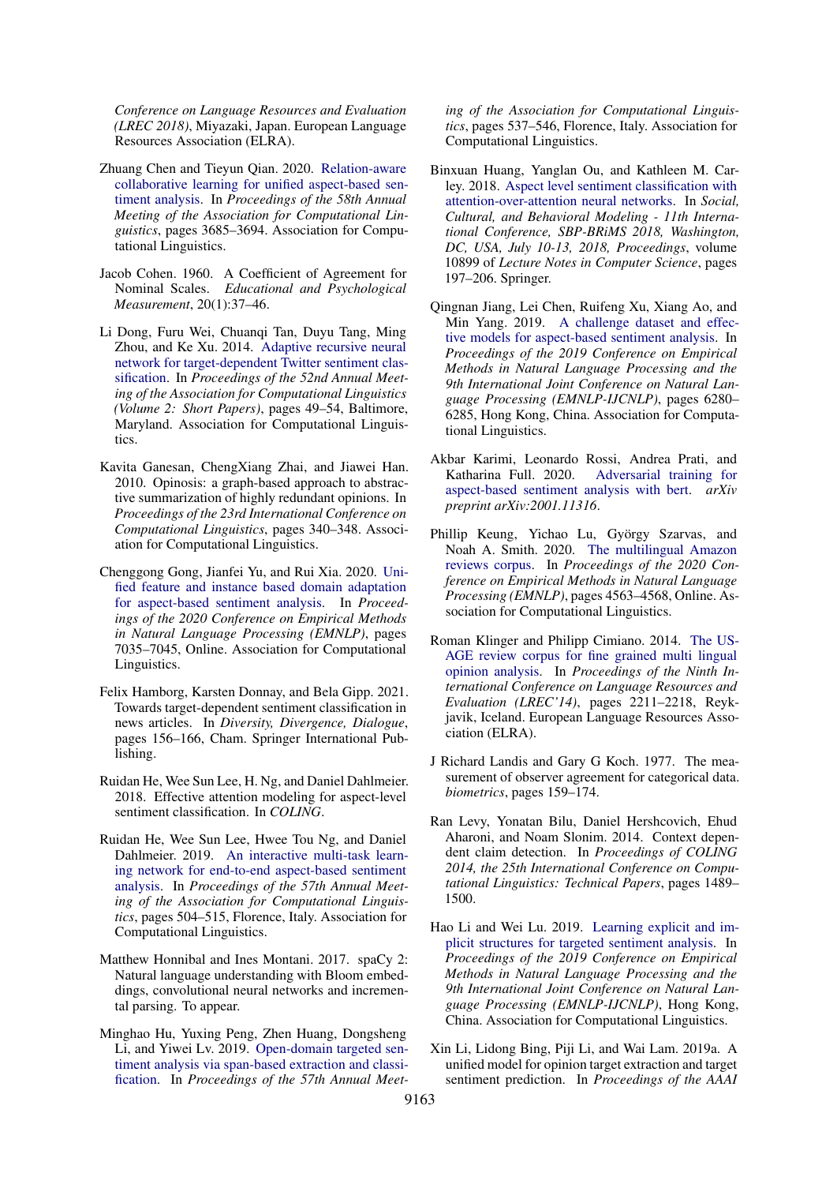Conference on Language Resources and Evaluation (LREC 2018)*, Miyazaki, Japan. European Language Resources Association (ELRA).

Zhuang Chen and Tieyun Qian. 2020. Relation-aware collaborative learning for unified aspect-based sentiment analysis. In *Proceedings of the 58th Annual Meeting of the Association for Computational Linguistics*, pages 3685–3694. Association for Computational Linguistics.

Jacob Cohen. 1960. A Coefficient of Agreement for Nominal Scales. *Educational and Psychological Measurement*, 20(1):37–46.

Li Dong, Furu Wei, Chuanqi Tan, Duyu Tang, Ming Zhou, and Ke Xu. 2014. Adaptive recursive neural network for target-dependent Twitter sentiment classification. In *Proceedings of the 52nd Annual Meeting of the Association for Computational Linguistics (Volume 2: Short Papers)*, pages 49–54, Baltimore, Maryland. Association for Computational Linguistics.

Kavita Ganesan, ChengXiang Zhai, and Jiawei Han. 2010. Opinosis: a graph-based approach to abstractive summarization of highly redundant opinions. In *Proceedings of the 23rd International Conference on Computational Linguistics*, pages 340–348. Association for Computational Linguistics.

Chenggong Gong, Jianfei Yu, and Rui Xia. 2020. Unified feature and instance based domain adaptation for aspect-based sentiment analysis. In *Proceedings of the 2020 Conference on Empirical Methods in Natural Language Processing (EMNLP)*, pages 7035–7045, Online. Association for Computational Linguistics.

Felix Hamborg, Karsten Donnay, and Bela Gipp. 2021. Towards target-dependent sentiment classification in news articles. In *Diversity, Divergence, Dialogue*, pages 156–166, Cham. Springer International Publishing.

Ruidan He, Wee Sun Lee, H. Ng, and Daniel Dahlmeier. 2018. Effective attention modeling for aspect-level sentiment classification. In *COLING*.

Ruidan He, Wee Sun Lee, Hwee Tou Ng, and Daniel Dahlmeier. 2019. An interactive multi-task learning network for end-to-end aspect-based sentiment analysis. In *Proceedings of the 57th Annual Meeting of the Association for Computational Linguistics*, pages 504–515, Florence, Italy. Association for Computational Linguistics.

Matthew Honnibal and Ines Montani. 2017. spaCy 2: Natural language understanding with Bloom embeddings, convolutional neural networks and incremental parsing. To appear.

Minghao Hu, Yuxing Peng, Zhen Huang, Dongsheng Li, and Yiwei Lv. 2019. Open-domain targeted sentiment analysis via span-based extraction and classification. In *Proceedings of the 57th Annual Meeting of the Association for Computational Linguistics*, pages 537–546, Florence, Italy. Association for Computational Linguistics.

Binxuan Huang, Yanglan Ou, and Kathleen M. Carley. 2018. Aspect level sentiment classification with attention-over-attention neural networks. In *Social, Cultural, and Behavioral Modeling - 11th International Conference, SBP-BRiMS 2018, Washington, DC, USA, July 10-13, 2018, Proceedings*, volume 10899 of *Lecture Notes in Computer Science*, pages 197–206. Springer.

Qingnan Jiang, Lei Chen, Ruifeng Xu, Xiang Ao, and Min Yang. 2019. A challenge dataset and effective models for aspect-based sentiment analysis. In *Proceedings of the 2019 Conference on Empirical Methods in Natural Language Processing and the 9th International Joint Conference on Natural Language Processing (EMNLP-IJCNLP)*, pages 6280–6285, Hong Kong, China. Association for Computational Linguistics.

Akbar Karimi, Leonardo Rossi, Andrea Prati, and Katharina Full. 2020. Adversarial training for aspect-based sentiment analysis with bert. *arXiv preprint arXiv:2001.11316*.

Phillip Keung, Yichao Lu, György Szarvas, and Noah A. Smith. 2020. The multilingual Amazon reviews corpus. In *Proceedings of the 2020 Conference on Empirical Methods in Natural Language Processing (EMNLP)*, pages 4563–4568, Online. Association for Computational Linguistics.

Roman Klinger and Philipp Cimiano. 2014. The USAGE review corpus for fine grained multi lingual opinion analysis. In *Proceedings of the Ninth International Conference on Language Resources and Evaluation (LREC'14)*, pages 2211–2218, Reykjavik, Iceland. European Language Resources Association (ELRA).

J Richard Landis and Gary G Koch. 1977. The measurement of observer agreement for categorical data. *biometrics*, pages 159–174.

Ran Levy, Yonatan Bilu, Daniel Hershcovich, Ehud Aharoni, and Noam Slonim. 2014. Context dependent claim detection. In *Proceedings of COLING 2014, the 25th International Conference on Computational Linguistics: Technical Papers*, pages 1489–1500.

Hao Li and Wei Lu. 2019. Learning explicit and implicit structures for targeted sentiment analysis. In *Proceedings of the 2019 Conference on Empirical Methods in Natural Language Processing and the 9th International Joint Conference on Natural Language Processing (EMNLP-IJCNLP)*, Hong Kong, China. Association for Computational Linguistics.

Xin Li, Lidong Bing, Piji Li, and Wai Lam. 2019a. A unified model for opinion target extraction and target sentiment prediction. In *Proceedings of the AAAI*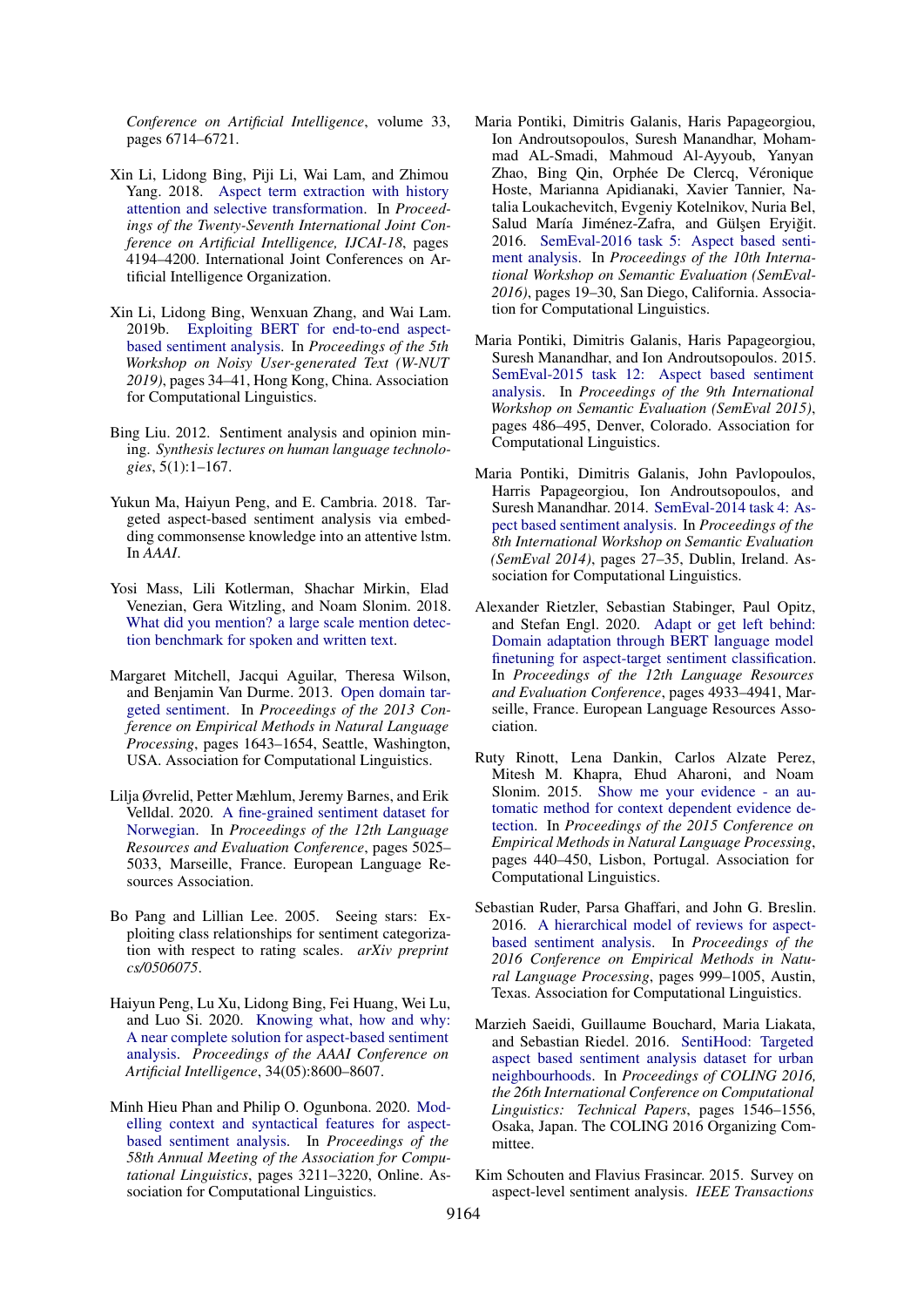Conference on Artificial Intelligence*, volume 33, pages 6714–6721.

Xin Li, Lidong Bing, Piji Li, Wai Lam, and Zhimou Yang. 2018. Aspect term extraction with history attention and selective transformation. In *Proceedings of the Twenty-Seventh International Joint Conference on Artificial Intelligence, IJCAI-18*, pages 4194–4200. International Joint Conferences on Artificial Intelligence Organization.

Xin Li, Lidong Bing, Wenxuan Zhang, and Wai Lam. 2019b. Exploiting BERT for end-to-end aspect-based sentiment analysis. In *Proceedings of the 5th Workshop on Noisy User-generated Text (W-NUT 2019)*, pages 34–41, Hong Kong, China. Association for Computational Linguistics.

Bing Liu. 2012. Sentiment analysis and opinion mining. *Synthesis lectures on human language technologies*, 5(1):1–167.

Yukun Ma, Haiyun Peng, and E. Cambria. 2018. Targeted aspect-based sentiment analysis via embedding commonsense knowledge into an attentive lstm. In *AAAI*.

Yosi Mass, Lili Kotlerman, Shachar Mirkin, Elad Venezian, Gera Witzling, and Noam Slonim. 2018. What did you mention? a large scale mention detection benchmark for spoken and written text.

Margaret Mitchell, Jacqui Aguilar, Theresa Wilson, and Benjamin Van Durme. 2013. Open domain targeted sentiment. In *Proceedings of the 2013 Conference on Empirical Methods in Natural Language Processing*, pages 1643–1654, Seattle, Washington, USA. Association for Computational Linguistics.

Lilja Øvrelid, Petter Mæhlum, Jeremy Barnes, and Erik Velldal. 2020. A fine-grained sentiment dataset for Norwegian. In *Proceedings of the 12th Language Resources and Evaluation Conference*, pages 5025–5033, Marseille, France. European Language Resources Association.

Bo Pang and Lillian Lee. 2005. Seeing stars: Exploiting class relationships for sentiment categorization with respect to rating scales. *arXiv preprint cs/0506075*.

Haiyun Peng, Lu Xu, Lidong Bing, Fei Huang, Wei Lu, and Luo Si. 2020. Knowing what, how and why: A near complete solution for aspect-based sentiment analysis. *Proceedings of the AAAI Conference on Artificial Intelligence*, 34(05):8600–8607.

Minh Hieu Phan and Philip O. Ogunbona. 2020. Modelling context and syntactical features for aspect-based sentiment analysis. In *Proceedings of the 58th Annual Meeting of the Association for Computational Linguistics*, pages 3211–3220, Online. Association for Computational Linguistics.

Maria Pontiki, Dimitris Galanis, Haris Papageorgiou, Ion Androutsopoulos, Suresh Manandhar, Mohammad AL-Smadi, Mahmoud Al-Ayyoub, Yanyan Zhao, Bing Qin, Orphée De Clercq, Véronique Hoste, Marianna Apidianaki, Xavier Tannier, Natalia Loukachevitch, Evgeniy Kotelnikov, Nuria Bel, Salud María Jiménez-Zafra, and Gülşen Eryiğit. 2016. SemEval-2016 task 5: Aspect based sentiment analysis. In *Proceedings of the 10th International Workshop on Semantic Evaluation (SemEval-2016)*, pages 19–30, San Diego, California. Association for Computational Linguistics.

Maria Pontiki, Dimitris Galanis, Haris Papageorgiou, Suresh Manandhar, and Ion Androutsopoulos. 2015. SemEval-2015 task 12: Aspect based sentiment analysis. In *Proceedings of the 9th International Workshop on Semantic Evaluation (SemEval 2015)*, pages 486–495, Denver, Colorado. Association for Computational Linguistics.

Maria Pontiki, Dimitris Galanis, John Pavlopoulos, Harris Papageorgiou, Ion Androutsopoulos, and Suresh Manandhar. 2014. SemEval-2014 task 4: Aspect based sentiment analysis. In *Proceedings of the 8th International Workshop on Semantic Evaluation (SemEval 2014)*, pages 27–35, Dublin, Ireland. Association for Computational Linguistics.

Alexander Rietzler, Sebastian Stabinger, Paul Opitz, and Stefan Engl. 2020. Adapt or get left behind: Domain adaptation through BERT language model finetuning for aspect-target sentiment classification. In *Proceedings of the 12th Language Resources and Evaluation Conference*, pages 4933–4941, Marseille, France. European Language Resources Association.

Ruty Rinott, Lena Dankin, Carlos Alzate Perez, Mitesh M. Khapra, Ehud Aharoni, and Noam Slonim. 2015. Show me your evidence - an automatic method for context dependent evidence detection. In *Proceedings of the 2015 Conference on Empirical Methods in Natural Language Processing*, pages 440–450, Lisbon, Portugal. Association for Computational Linguistics.

Sebastian Ruder, Parsa Ghaffari, and John G. Breslin. 2016. A hierarchical model of reviews for aspect-based sentiment analysis. In *Proceedings of the 2016 Conference on Empirical Methods in Natural Language Processing*, pages 999–1005, Austin, Texas. Association for Computational Linguistics.

Marzieh Saeidi, Guillaume Bouchard, Maria Liakata, and Sebastian Riedel. 2016. SentiHood: Targeted aspect based sentiment analysis dataset for urban neighbourhoods. In *Proceedings of COLING 2016, the 26th International Conference on Computational Linguistics: Technical Papers*, pages 1546–1556, Osaka, Japan. The COLING 2016 Organizing Committee.

Kim Schouten and Flavius Frasincar. 2015. Survey on aspect-level sentiment analysis. *IEEE Transactions*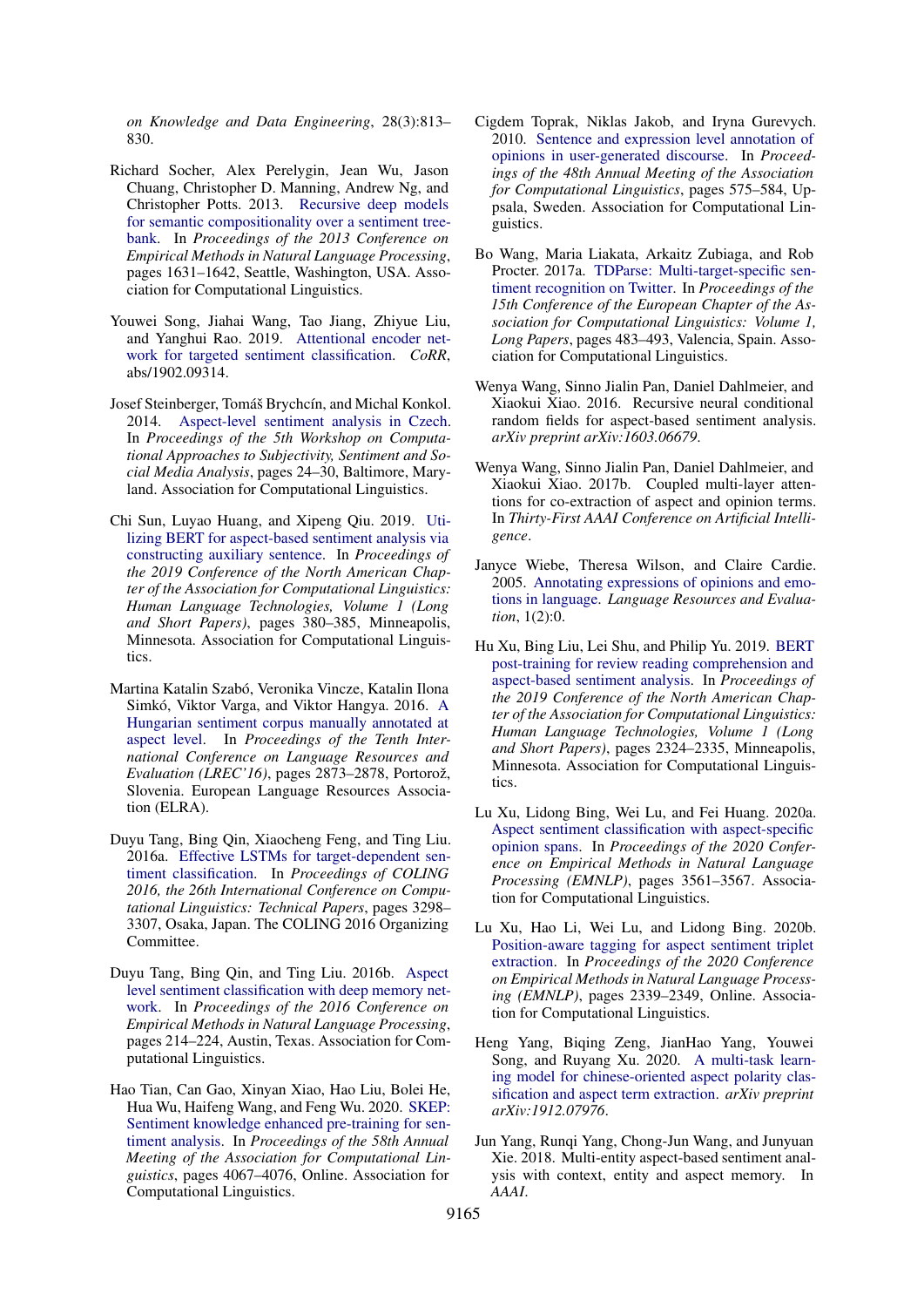on *Knowledge and Data Engineering*, 28(3):813–830.

Richard Socher, Alex Perelygin, Jean Wu, Jason Chuang, Christopher D. Manning, Andrew Ng, and Christopher Potts. 2013. Recursive deep models for semantic compositionality over a sentiment treebank. In *Proceedings of the 2013 Conference on Empirical Methods in Natural Language Processing*, pages 1631–1642, Seattle, Washington, USA. Association for Computational Linguistics.

Youwei Song, Jiahai Wang, Tao Jiang, Zhiyue Liu, and Yanghui Rao. 2019. Attentional encoder network for targeted sentiment classification. *CoRR*, abs/1902.09314.

Josef Steinberger, Tomáš Brychcín, and Michal Konkol. 2014. Aspect-level sentiment analysis in Czech. In *Proceedings of the 5th Workshop on Computational Approaches to Subjectivity, Sentiment and Social Media Analysis*, pages 24–30, Baltimore, Maryland. Association for Computational Linguistics.

Chi Sun, Luyao Huang, and Xipeng Qiu. 2019. Utilizing BERT for aspect-based sentiment analysis via constructing auxiliary sentence. In *Proceedings of the 2019 Conference of the North American Chapter of the Association for Computational Linguistics: Human Language Technologies, Volume 1 (Long and Short Papers)*, pages 380–385, Minneapolis, Minnesota. Association for Computational Linguistics.

Martina Katalin Szabó, Veronika Vincze, Katalin Ilona Simkó, Viktor Varga, and Viktor Hangya. 2016. A Hungarian sentiment corpus manually annotated at aspect level. In *Proceedings of the Tenth International Conference on Language Resources and Evaluation (LREC'16)*, pages 2873–2878, Portorož, Slovenia. European Language Resources Association (ELRA).

Duyu Tang, Bing Qin, Xiaocheng Feng, and Ting Liu. 2016a. Effective LSTMs for target-dependent sentiment classification. In *Proceedings of COLING 2016, the 26th International Conference on Computational Linguistics: Technical Papers*, pages 3298–3307, Osaka, Japan. The COLING 2016 Organizing Committee.

Duyu Tang, Bing Qin, and Ting Liu. 2016b. Aspect level sentiment classification with deep memory network. In *Proceedings of the 2016 Conference on Empirical Methods in Natural Language Processing*, pages 214–224, Austin, Texas. Association for Computational Linguistics.

Hao Tian, Can Gao, Xinyan Xiao, Hao Liu, Bolei He, Hua Wu, Haifeng Wang, and Feng Wu. 2020. SKEP: Sentiment knowledge enhanced pre-training for sentiment analysis. In *Proceedings of the 58th Annual Meeting of the Association for Computational Linguistics*, pages 4067–4076, Online. Association for Computational Linguistics.

Cigdem Toprak, Niklas Jakob, and Iryna Gurevych. 2010. Sentence and expression level annotation of opinions in user-generated discourse. In *Proceedings of the 48th Annual Meeting of the Association for Computational Linguistics*, pages 575–584, Uppsala, Sweden. Association for Computational Linguistics.

Bo Wang, Maria Liakata, Arkaitz Zubiaga, and Rob Procter. 2017a. TDParse: Multi-target-specific sentiment recognition on Twitter. In *Proceedings of the 15th Conference of the European Chapter of the Association for Computational Linguistics: Volume 1, Long Papers*, pages 483–493, Valencia, Spain. Association for Computational Linguistics.

Wenya Wang, Sinno Jialin Pan, Daniel Dahlmeier, and Xiaokui Xiao. 2016. Recursive neural conditional random fields for aspect-based sentiment analysis. *arXiv preprint arXiv:1603.06679*.

Wenya Wang, Sinno Jialin Pan, Daniel Dahlmeier, and Xiaokui Xiao. 2017b. Coupled multi-layer attentions for co-extraction of aspect and opinion terms. In *Thirty-First AAAI Conference on Artificial Intelligence*.

Janyce Wiebe, Theresa Wilson, and Claire Cardie. 2005. Annotating expressions of opinions and emotions in language. *Language Resources and Evaluation*, 1(2):0.

Hu Xu, Bing Liu, Lei Shu, and Philip Yu. 2019. BERT post-training for review reading comprehension and aspect-based sentiment analysis. In *Proceedings of the 2019 Conference of the North American Chapter of the Association for Computational Linguistics: Human Language Technologies, Volume 1 (Long and Short Papers)*, pages 2324–2335, Minneapolis, Minnesota. Association for Computational Linguistics.

Lu Xu, Lidong Bing, Wei Lu, and Fei Huang. 2020a. Aspect sentiment classification with aspect-specific opinion spans. In *Proceedings of the 2020 Conference on Empirical Methods in Natural Language Processing (EMNLP)*, pages 3561–3567. Association for Computational Linguistics.

Lu Xu, Hao Li, Wei Lu, and Lidong Bing. 2020b. Position-aware tagging for aspect sentiment triplet extraction. In *Proceedings of the 2020 Conference on Empirical Methods in Natural Language Processing (EMNLP)*, pages 2339–2349, Online. Association for Computational Linguistics.

Heng Yang, Biqing Zeng, JianHao Yang, Youwei Song, and Ruyang Xu. 2020. A multi-task learning model for chinese-oriented aspect polarity classification and aspect term extraction. *arXiv preprint arXiv:1912.07976*.

Jun Yang, Runqi Yang, Chong-Jun Wang, and Junyuan Xie. 2018. Multi-entity aspect-based sentiment analysis with context, entity and aspect memory. In *AAAI*.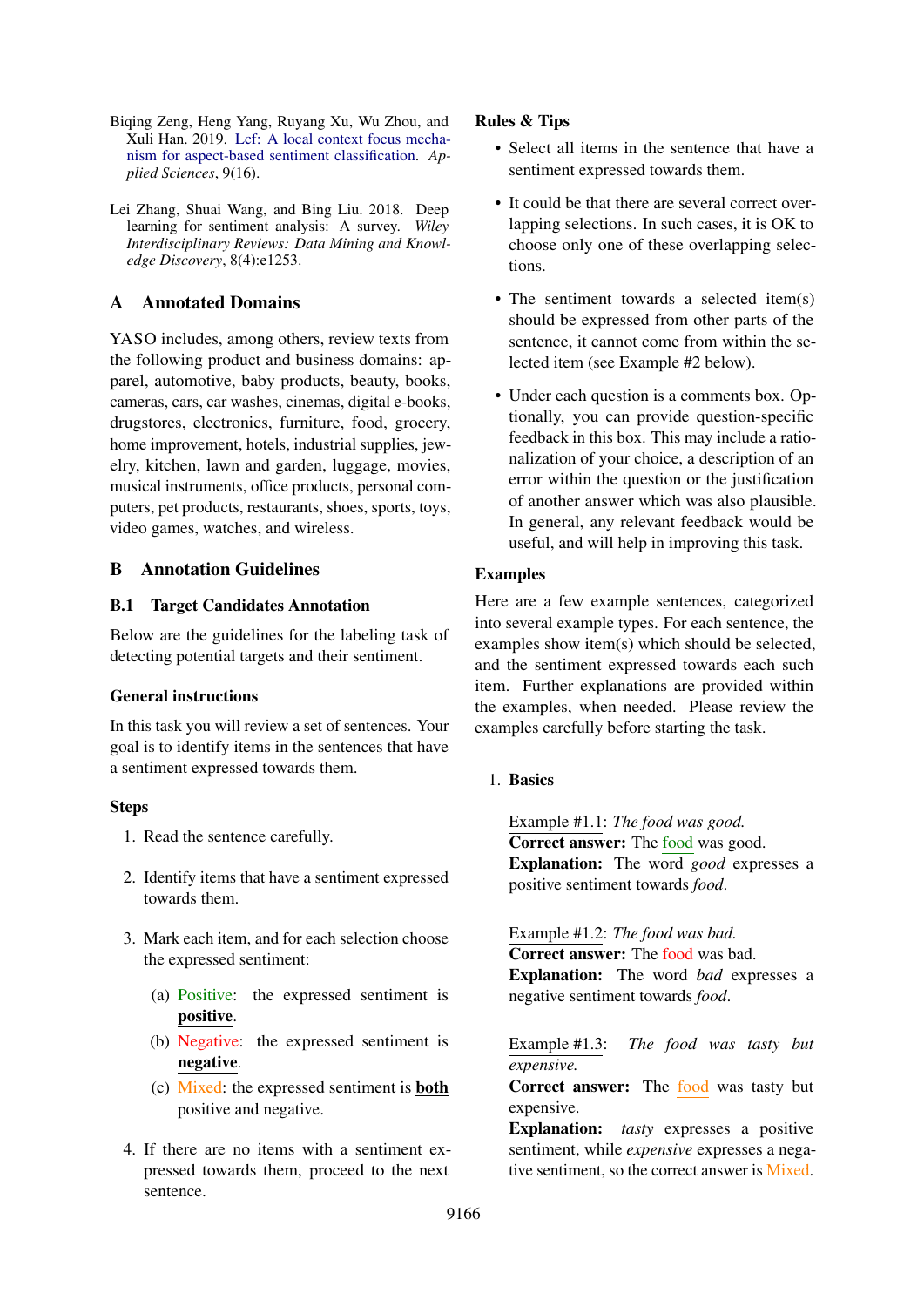Biqing Zeng, Heng Yang, Ruyang Xu, Wu Zhou, and Xuli Han. 2019. Lcf: A local context focus mechanism for aspect-based sentiment classification. *Applied Sciences*, 9(16).

Lei Zhang, Shuai Wang, and Bing Liu. 2018. Deep learning for sentiment analysis: A survey. *Wiley Interdisciplinary Reviews: Data Mining and Knowledge Discovery*, 8(4):e1253.

## A Annotated Domains

YASO includes, among others, review texts from the following product and business domains: apparel, automotive, baby products, beauty, books, cameras, cars, car washes, cinemas, digital e-books, drugstores, electronics, furniture, food, grocery, home improvement, hotels, industrial supplies, jewelry, kitchen, lawn and garden, luggage, movies, musical instruments, office products, personal computers, pet products, restaurants, shoes, sports, toys, video games, watches, and wireless.

## B Annotation Guidelines

### B.1 Target Candidates Annotation

Below are the guidelines for the labeling task of detecting potential targets and their sentiment.

#### General instructions

In this task you will review a set of sentences. Your goal is to identify items in the sentences that have a sentiment expressed towards them.

#### Steps

1. Read the sentence carefully.
2. Identify items that have a sentiment expressed towards them.
3. Mark each item, and for each selection choose the expressed sentiment:
   (a) Positive: the expressed sentiment is **positive**.
   (b) Negative: the expressed sentiment is **negative**.
   (c) Mixed: the expressed sentiment is **both** positive and negative.
4. If there are no items with a sentiment expressed towards them, proceed to the next sentence.

#### Rules & Tips

- Select all items in the sentence that have a sentiment expressed towards them.
- It could be that there are several correct overlapping selections. In such cases, it is OK to choose only one of these overlapping selections.
- The sentiment towards a selected item(s) should be expressed from other parts of the sentence, it cannot come from within the selected item (see Example #2 below).
- Under each question is a comments box. Optionally, you can provide question-specific feedback in this box. This may include a rationalization of your choice, a description of an error within the question or the justification of another answer which was also plausible. In general, any relevant feedback would be useful, and will help in improving this task.

#### Examples

Here are a few example sentences, categorized into several example types. For each sentence, the examples show item(s) which should be selected, and the sentiment expressed towards each such item. Further explanations are provided within the examples, when needed. Please review the examples carefully before starting the task.

1. **Basics**

   Example #1.1: *The food was good.*
   **Correct answer:** The food was good.
   **Explanation:** The word *good* expresses a positive sentiment towards *food*.

   Example #1.2: *The food was bad.*
   **Correct answer:** The food was bad.
   **Explanation:** The word *bad* expresses a negative sentiment towards *food*.

   Example #1.3: *The food was tasty but expensive.*
   **Correct answer:** The food was tasty but expensive.
   **Explanation:** *tasty* expresses a positive sentiment, while *expensive* expresses a negative sentiment, so the correct answer is Mixed.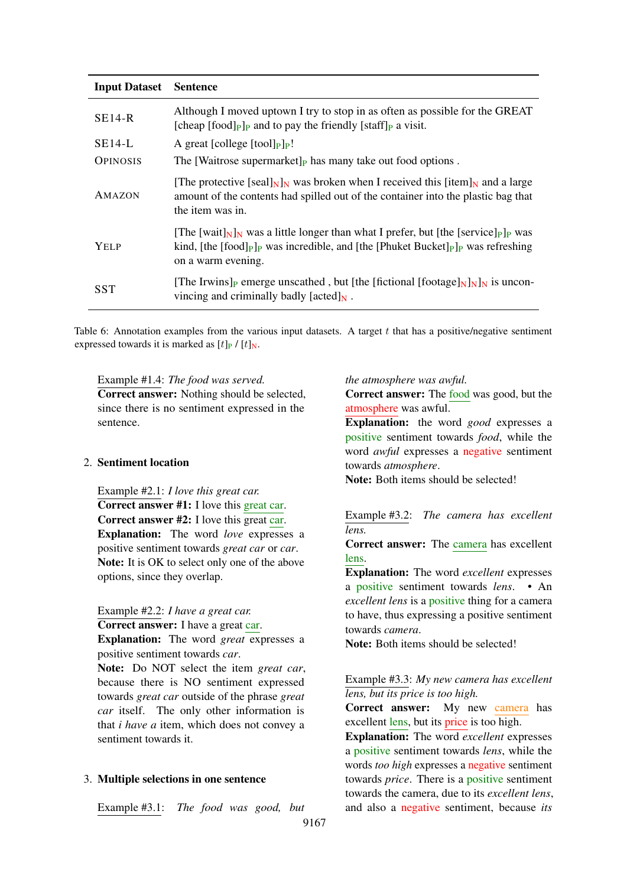| Input Dataset | Sentence |
|---|---|
| SE14-R | Although I moved uptown I try to stop in as often as possible for the GREAT [cheap [food]$_{\text{P}}$]$_{\text{P}}$ and to pay the friendly [staff]$_{\text{P}}$ a visit. |
| SE14-L | A great [college [tool]$_{\text{P}}$]$_{\text{P}}$! |
| OPINOSIS | The [Waitrose supermarket]$_{\text{P}}$ has many take out food options . |
| AMAZON | [The protective [seal]$_{\text{N}}$]$_{\text{N}}$ was broken when I received this [item]$_{\text{N}}$ and a large amount of the contents had spilled out of the container into the plastic bag that the item was in. |
| YELP | [The [wait]$_{\text{N}}$]$_{\text{N}}$ was a little longer than what I prefer, but [the [service]$_{\text{P}}$]$_{\text{P}}$ was kind, [the [food]$_{\text{P}}$]$_{\text{P}}$ was incredible, and [the [Phuket Bucket]$_{\text{P}}$]$_{\text{P}}$ was refreshing on a warm evening. |
| SST | [The Irwins]$_{\text{P}}$ emerge unscathed , but [the [fictional [footage]$_{\text{N}}$]$_{\text{N}}$]$_{\text{N}}$ is unconvincing and criminally badly [acted]$_{\text{N}}$ . |

Table 6: Annotation examples from the various input datasets. A target $t$ that has a positive/negative sentiment expressed towards it is marked as $[t]_{\text{P}}$ / $[t]_{\text{N}}$.

Example #1.4: *The food was served.*
**Correct answer:** Nothing should be selected, since there is no sentiment expressed in the sentence.

2. **Sentiment location**

Example #2.1: *I love this great car.*
**Correct answer #1:** I love this great car.
**Correct answer #2:** I love this great car.
**Explanation:** The word *love* expresses a positive sentiment towards *great car* or *car*.
**Note:** It is OK to select only one of the above options, since they overlap.

Example #2.2: *I have a great car.*
**Correct answer:** I have a great car.
**Explanation:** The word *great* expresses a positive sentiment towards *car*.
**Note:** Do NOT select the item *great car*, because there is NO sentiment expressed towards *great car* outside of the phrase *great car* itself. The only other information is that *i have a* item, which does not convey a sentiment towards it.

3. **Multiple selections in one sentence**

Example #3.1: *The food was good, but the atmosphere was awful.*
**Correct answer:** The food was good, but the atmosphere was awful.
**Explanation:** the word *good* expresses a positive sentiment towards *food*, while the word *awful* expresses a negative sentiment towards *atmosphere*.
**Note:** Both items should be selected!

Example #3.2: *The camera has excellent lens.*
**Correct answer:** The camera has excellent lens.
**Explanation:** The word *excellent* expresses a positive sentiment towards *lens*. • An *excellent lens* is a positive thing for a camera to have, thus expressing a positive sentiment towards *camera*.
**Note:** Both items should be selected!

Example #3.3: *My new camera has excellent lens, but its price is too high.*
**Correct answer:** My new camera has excellent lens, but its price is too high.
**Explanation:** The word *excellent* expresses a positive sentiment towards *lens*, while the words *too high* expresses a negative sentiment towards *price*. There is a positive sentiment towards the camera, due to its *excellent lens*, and also a negative sentiment, because *its*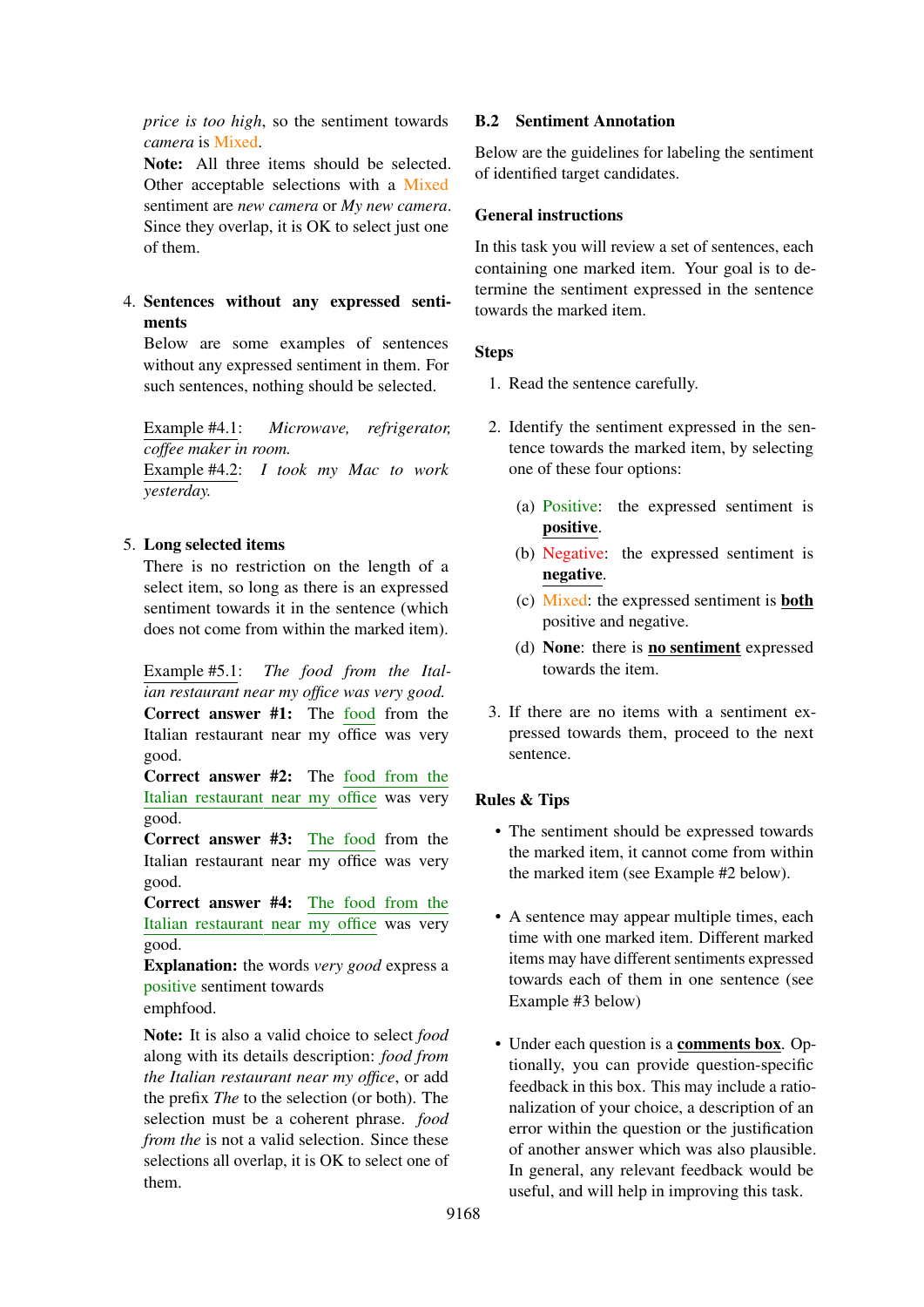*price is too high*, so the sentiment towards *camera* is Mixed.

**Note:** All three items should be selected. Other acceptable selections with a Mixed sentiment are *new camera* or *My new camera*. Since they overlap, it is OK to select just one of them.

4. **Sentences without any expressed sentiments**
   Below are some examples of sentences without any expressed sentiment in them. For such sentences, nothing should be selected.

   Example #4.1: *Microwave, refrigerator, coffee maker in room.*
   Example #4.2: *I took my Mac to work yesterday.*

5. **Long selected items**
   There is no restriction on the length of a select item, so long as there is an expressed sentiment towards it in the sentence (which does not come from within the marked item).

   Example #5.1: *The food from the Italian restaurant near my office was very good.*
   **Correct answer #1:** The food from the Italian restaurant near my office was very good.
   **Correct answer #2:** The food from the Italian restaurant near my office was very good.
   **Correct answer #3:** The food from the Italian restaurant near my office was very good.
   **Correct answer #4:** The food from the Italian restaurant near my office was very good.
   **Explanation:** the words *very good* express a positive sentiment towards
   emphfood.

   **Note:** It is also a valid choice to select *food* along with its details description: *food from the Italian restaurant near my office*, or add the prefix *The* to the selection (or both). The selection must be a coherent phrase. *food from the* is not a valid selection. Since these selections all overlap, it is OK to select one of them.

### B.2 Sentiment Annotation

Below are the guidelines for labeling the sentiment of identified target candidates.

#### General instructions

In this task you will review a set of sentences, each containing one marked item. Your goal is to determine the sentiment expressed in the sentence towards the marked item.

#### Steps

1. Read the sentence carefully.

2. Identify the sentiment expressed in the sentence towards the marked item, by selecting one of these four options:

   (a) Positive: the expressed sentiment is **positive**.

   (b) Negative: the expressed sentiment is **negative**.

   (c) Mixed: the expressed sentiment is **both** positive and negative.

   (d) **None**: there is **no sentiment** expressed towards the item.

3. If there are no items with a sentiment expressed towards them, proceed to the next sentence.

#### Rules & Tips

- The sentiment should be expressed towards the marked item, it cannot come from within the marked item (see Example #2 below).

- A sentence may appear multiple times, each time with one marked item. Different marked items may have different sentiments expressed towards each of them in one sentence (see Example #3 below)

- Under each question is a **comments box**. Optionally, you can provide question-specific feedback in this box. This may include a rationalization of your choice, a description of an error within the question or the justification of another answer which was also plausible. In general, any relevant feedback would be useful, and will help in improving this task.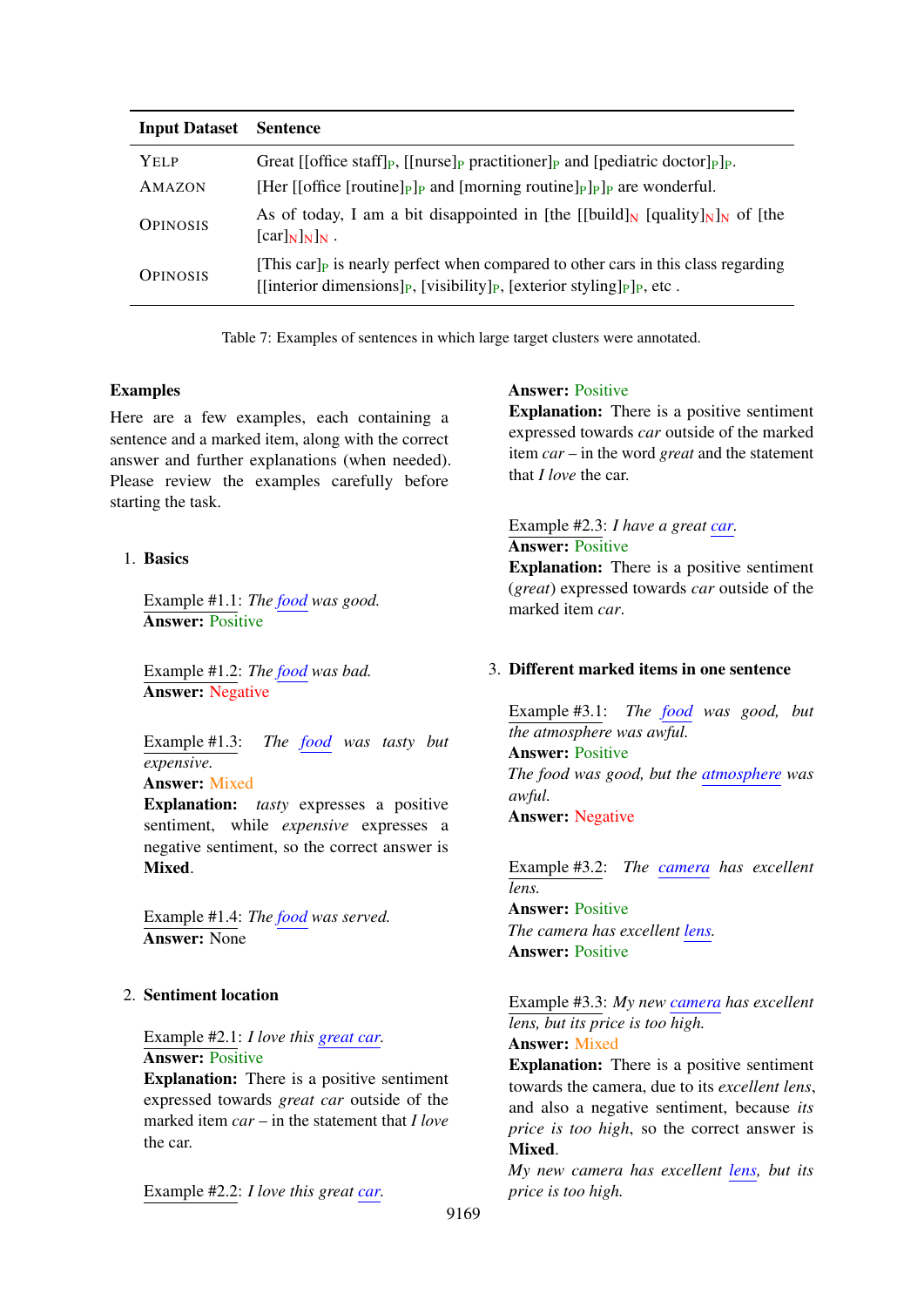| Input Dataset | Sentence |
|---|---|
| YELP | Great [[office staff]$_P$, [[nurse]$_P$ practitioner]$_P$ and [pediatric doctor]$_P$]$_P$. |
| AMAZON | [Her [[office [routine]$_P$]$_P$ and [morning routine]$_P$]$_P$]$_P$ are wonderful. |
| OPINOSIS | As of today, I am a bit disappointed in [the [[build]$_N$ [quality]$_N$]$_N$ of [the [car]$_N$]$_N$]$_N$ . |
| OPINOSIS | [This car]$_P$ is nearly perfect when compared to other cars in this class regarding [[interior dimensions]$_P$, [visibility]$_P$, [exterior styling]$_P$]$_P$, etc . |

Table 7: Examples of sentences in which large target clusters were annotated.

**Examples**

Here are a few examples, each containing a sentence and a marked item, along with the correct answer and further explanations (when needed). Please review the examples carefully before starting the task.

1. **Basics**

Example #1.1: *The food was good.*
**Answer:** Positive

Example #1.2: *The food was bad.*
**Answer:** Negative

Example #1.3: *The food was tasty but expensive.*
**Answer:** Mixed
**Explanation:** *tasty* expresses a positive sentiment, while *expensive* expresses a negative sentiment, so the correct answer is **Mixed**.

Example #1.4: *The food was served.*
**Answer:** None

2. **Sentiment location**

Example #2.1: *I love this great car.*
**Answer:** Positive
**Explanation:** There is a positive sentiment expressed towards *great car* outside of the marked item *car* – in the statement that *I love* the car.

Example #2.2: *I love this great car.*
**Answer:** Positive
**Explanation:** There is a positive sentiment expressed towards *car* outside of the marked item *car* – in the word *great* and the statement that *I love* the car.

Example #2.3: *I have a great car.*
**Answer:** Positive
**Explanation:** There is a positive sentiment (*great*) expressed towards *car* outside of the marked item *car*.

3. **Different marked items in one sentence**

Example #3.1: *The food was good, but the atmosphere was awful.*
**Answer:** Positive
*The food was good, but the atmosphere was awful.*
**Answer:** Negative

Example #3.2: *The camera has excellent lens.*
**Answer:** Positive
*The camera has excellent lens.*
**Answer:** Positive

Example #3.3: *My new camera has excellent lens, but its price is too high.*
**Answer:** Mixed
**Explanation:** There is a positive sentiment towards the camera, due to its *excellent lens*, and also a negative sentiment, because *its price is too high*, so the correct answer is **Mixed**.
*My new camera has excellent lens, but its price is too high.*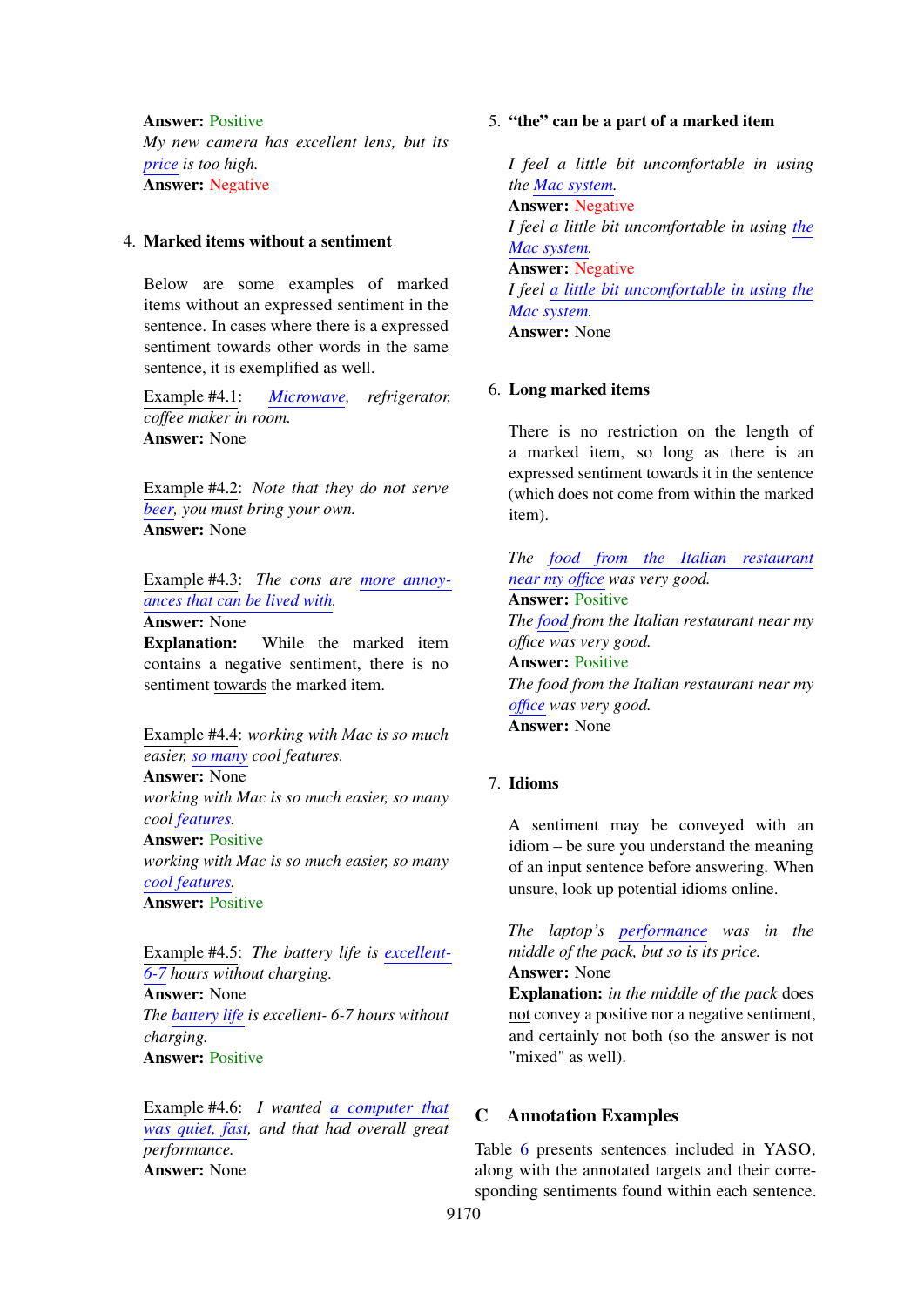**Answer:** Positive

*My new camera has excellent lens, but its price is too high.*

**Answer:** Negative

4. **Marked items without a sentiment**

   Below are some examples of marked items without an expressed sentiment in the sentence. In cases where there is a expressed sentiment towards other words in the same sentence, it is exemplified as well.

   Example #4.1: *Microwave, refrigerator, coffee maker in room.*

   **Answer:** None

   Example #4.2: *Note that they do not serve beer, you must bring your own.*

   **Answer:** None

   Example #4.3: *The cons are more annoyances that can be lived with.*

   **Answer:** None

   **Explanation:** While the marked item contains a negative sentiment, there is no sentiment towards the marked item.

   Example #4.4: *working with Mac is so much easier, so many cool features.*

   **Answer:** None

   *working with Mac is so much easier, so many cool features.*

   **Answer:** Positive

   *working with Mac is so much easier, so many cool features.*

   **Answer:** Positive

   Example #4.5: *The battery life is excellent- 6-7 hours without charging.*

   **Answer:** None

   *The battery life is excellent- 6-7 hours without charging.*

   **Answer:** Positive

   Example #4.6: *I wanted a computer that was quiet, fast, and that had overall great performance.*

   **Answer:** None

5. **"the" can be a part of a marked item**

   *I feel a little bit uncomfortable in using the Mac system.*

   **Answer:** Negative

   *I feel a little bit uncomfortable in using the Mac system.*

   **Answer:** Negative

   *I feel a little bit uncomfortable in using the Mac system.*

   **Answer:** None

6. **Long marked items**

   There is no restriction on the length of a marked item, so long as there is an expressed sentiment towards it in the sentence (which does not come from within the marked item).

   *The food from the Italian restaurant near my office was very good.*

   **Answer:** Positive

   *The food from the Italian restaurant near my office was very good.*

   **Answer:** Positive

   *The food from the Italian restaurant near my office was very good.*

   **Answer:** None

7. **Idioms**

   A sentiment may be conveyed with an idiom – be sure you understand the meaning of an input sentence before answering. When unsure, look up potential idioms online.

   *The laptop's performance was in the middle of the pack, but so is its price.*

   **Answer:** None

   **Explanation:** *in the middle of the pack* does not convey a positive nor a negative sentiment, and certainly not both (so the answer is not "mixed" as well).

## C Annotation Examples

Table 6 presents sentences included in YASO, along with the annotated targets and their corresponding sentiments found within each sentence.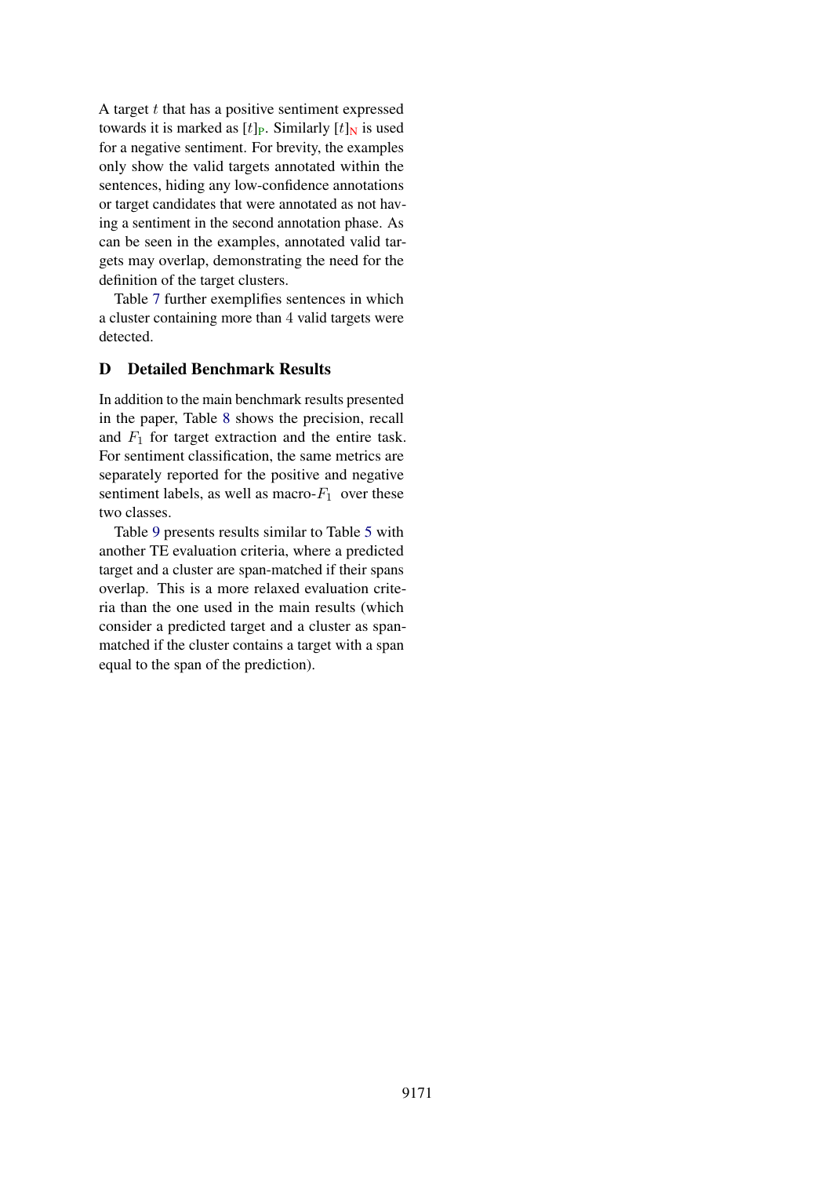A target $t$ that has a positive sentiment expressed towards it is marked as $[t]_{\mathrm{P}}$. Similarly $[t]_{\mathrm{N}}$ is used for a negative sentiment. For brevity, the examples only show the valid targets annotated within the sentences, hiding any low-confidence annotations or target candidates that were annotated as not having a sentiment in the second annotation phase. As can be seen in the examples, annotated valid targets may overlap, demonstrating the need for the definition of the target clusters.

Table 7 further exemplifies sentences in which a cluster containing more than 4 valid targets were detected.

## D Detailed Benchmark Results

In addition to the main benchmark results presented in the paper, Table 8 shows the precision, recall and $F_1$ for target extraction and the entire task. For sentiment classification, the same metrics are separately reported for the positive and negative sentiment labels, as well as macro-$F_1$ over these two classes.

Table 9 presents results similar to Table 5 with another TE evaluation criteria, where a predicted target and a cluster are span-matched if their spans overlap. This is a more relaxed evaluation criteria than the one used in the main results (which consider a predicted target and a cluster as span-matched if the cluster contains a target with a span equal to the span of the prediction).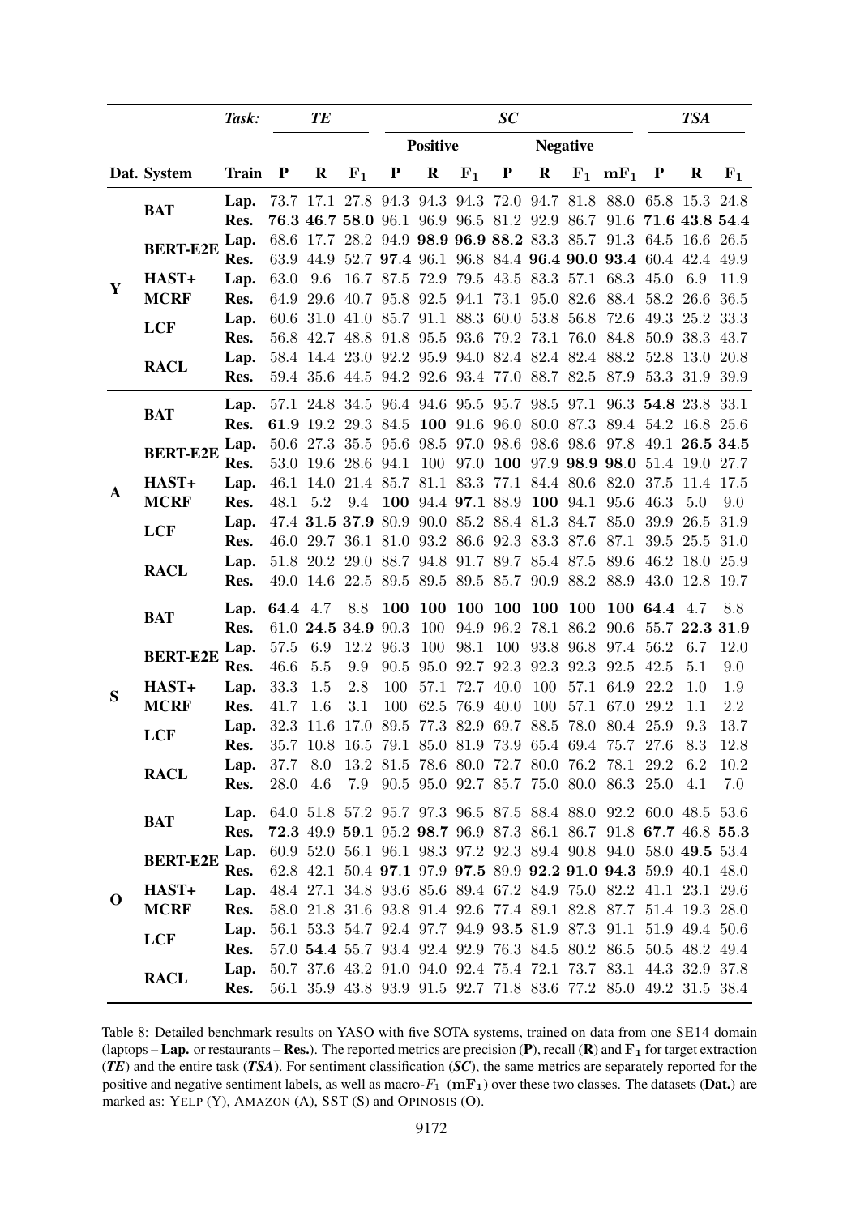| | Task: | | *TE* | | | *SC* | | | | | | | | *TSA* | | |
|---|---|---|---|---|---|---|---|---|---|---|---|---|---|---|---|---|
| | | | | | | **Positive** | | | **Negative** | | | | | | | |
| **Dat.** | **System** | **Train** | **P** | **R** | $\mathbf{F_1}$ | **P** | **R** | $\mathbf{F_1}$ | **P** | **R** | $\mathbf{F_1}$ | $\mathbf{mF_1}$ | **P** | **R** | $\mathbf{F_1}$ |
| **Y** | **BAT** | **Lap.** | 73.7 | 17.1 | 27.8 | 94.3 | 94.3 | 94.3 | 72.0 | 94.7 | 81.8 | 88.0 | 65.8 | 15.3 | 24.8 |
| | | **Res.** | **76.3** | **46.7** | **58.0** | 96.1 | 96.9 | 96.5 | 81.2 | 92.9 | 86.7 | 91.6 | **71.6** | **43.8** | **54.4** |
| | **BERT-E2E** | **Lap.** | 68.6 | 17.7 | 28.2 | 94.9 | **98.9** | **96.9** | **88.2** | 83.3 | 85.7 | 91.3 | 64.5 | 16.6 | 26.5 |
| | | **Res.** | 63.9 | 44.9 | 52.7 | **97.4** | 96.1 | 96.8 | 84.4 | **96.4** | **90.0** | **93.4** | 60.4 | 42.4 | 49.9 |
| | **HAST+ MCRF** | **Lap.** | 63.0 | 9.6 | 16.7 | 87.5 | 72.9 | 79.5 | 43.5 | 83.3 | 57.1 | 68.3 | 45.0 | 6.9 | 11.9 |
| | | **Res.** | 64.9 | 29.6 | 40.7 | 95.8 | 92.5 | 94.1 | 73.1 | 95.0 | 82.6 | 88.4 | 58.2 | 26.6 | 36.5 |
| | **LCF** | **Lap.** | 60.6 | 31.0 | 41.0 | 85.7 | 91.1 | 88.3 | 60.0 | 53.8 | 56.8 | 72.6 | 49.3 | 25.2 | 33.3 |
| | | **Res.** | 56.8 | 42.7 | 48.8 | 91.8 | 95.5 | 93.6 | 79.2 | 73.1 | 76.0 | 84.8 | 50.9 | 38.3 | 43.7 |
| | **RACL** | **Lap.** | 58.4 | 14.4 | 23.0 | 92.2 | 95.9 | 94.0 | 82.4 | 82.4 | 82.4 | 88.2 | 52.8 | 13.0 | 20.8 |
| | | **Res.** | 59.4 | 35.6 | 44.5 | 94.2 | 92.6 | 93.4 | 77.0 | 88.7 | 82.5 | 87.9 | 53.3 | 31.9 | 39.9 |
| **A** | **BAT** | **Lap.** | 57.1 | 24.8 | 34.5 | 96.4 | 94.6 | 95.5 | 95.7 | 98.5 | 97.1 | 96.3 | **54.8** | 23.8 | 33.1 |
| | | **Res.** | **61.9** | 19.2 | 29.3 | 84.5 | **100** | 91.6 | 96.0 | 80.0 | 87.3 | 89.4 | 54.2 | 16.8 | 25.6 |
| | **BERT-E2E** | **Lap.** | 50.6 | 27.3 | 35.5 | 95.6 | 98.5 | 97.0 | 98.6 | 98.6 | 98.6 | 97.8 | 49.1 | **26.5** | **34.5** |
| | | **Res.** | 53.0 | 19.6 | 28.6 | 94.1 | 100 | 97.0 | **100** | 97.9 | **98.9** | **98.0** | 51.4 | 19.0 | 27.7 |
| | **HAST+ MCRF** | **Lap.** | 46.1 | 14.0 | 21.4 | 85.7 | 81.1 | 83.3 | 77.1 | 84.4 | 80.6 | 82.0 | 37.5 | 11.4 | 17.5 |
| | | **Res.** | 48.1 | 5.2 | 9.4 | **100** | 94.4 | **97.1** | 88.9 | **100** | 94.1 | 95.6 | 46.3 | 5.0 | 9.0 |
| | **LCF** | **Lap.** | 47.4 | **31.5** | **37.9** | 80.9 | 90.0 | 85.2 | 88.4 | 81.3 | 84.7 | 85.0 | 39.9 | 26.5 | 31.9 |
| | | **Res.** | 46.0 | 29.7 | 36.1 | 81.0 | 93.2 | 86.6 | 92.3 | 83.3 | 87.6 | 87.1 | 39.5 | 25.5 | 31.0 |
| | **RACL** | **Lap.** | 51.8 | 20.2 | 29.0 | 88.7 | 94.8 | 91.7 | 89.7 | 85.4 | 87.5 | 89.6 | 46.2 | 18.0 | 25.9 |
| | | **Res.** | 49.0 | 14.6 | 22.5 | 89.5 | 89.5 | 89.5 | 85.7 | 90.9 | 88.2 | 88.9 | 43.0 | 12.8 | 19.7 |
| **S** | **BAT** | **Lap.** | **64.4** | 4.7 | 8.8 | **100** | **100** | **100** | **100** | **100** | **100** | **100** | **64.4** | 4.7 | 8.8 |
| | | **Res.** | 61.0 | **24.5** | **34.9** | 90.3 | 100 | 94.9 | 96.2 | 78.1 | 86.2 | 90.6 | 55.7 | **22.3** | **31.9** |
| | **BERT-E2E** | **Lap.** | 57.5 | 6.9 | 12.2 | 96.3 | 100 | 98.1 | 100 | 93.8 | 96.8 | 97.4 | 56.2 | 6.7 | 12.0 |
| | | **Res.** | 46.6 | 5.5 | 9.9 | 90.5 | 95.0 | 92.7 | 92.3 | 92.3 | 92.3 | 92.5 | 42.5 | 5.1 | 9.0 |
| | **HAST+ MCRF** | **Lap.** | 33.3 | 1.5 | 2.8 | 100 | 57.1 | 72.7 | 40.0 | 100 | 57.1 | 64.9 | 22.2 | 1.0 | 1.9 |
| | | **Res.** | 41.7 | 1.6 | 3.1 | 100 | 62.5 | 76.9 | 40.0 | 100 | 57.1 | 67.0 | 29.2 | 1.1 | 2.2 |
| | **LCF** | **Lap.** | 32.3 | 11.6 | 17.0 | 89.5 | 77.3 | 82.9 | 69.7 | 88.5 | 78.0 | 80.4 | 25.9 | 9.3 | 13.7 |
| | | **Res.** | 35.7 | 10.8 | 16.5 | 79.1 | 85.0 | 81.9 | 73.9 | 65.4 | 69.4 | 75.7 | 27.6 | 8.3 | 12.8 |
| | **RACL** | **Lap.** | 37.7 | 8.0 | 13.2 | 81.5 | 78.6 | 80.0 | 72.7 | 80.0 | 76.2 | 78.1 | 29.2 | 6.2 | 10.2 |
| | | **Res.** | 28.0 | 4.6 | 7.9 | 90.5 | 95.0 | 92.7 | 85.7 | 75.0 | 80.0 | 86.3 | 25.0 | 4.1 | 7.0 |
| **O** | **BAT** | **Lap.** | 64.0 | 51.8 | 57.2 | 95.7 | 97.3 | 96.5 | 87.5 | 88.4 | 88.0 | 92.2 | 60.0 | 48.5 | 53.6 |
| | | **Res.** | **72.3** | 49.9 | **59.1** | 95.2 | **98.7** | 96.9 | 87.3 | 86.1 | 86.7 | 91.8 | **67.7** | 46.8 | **55.3** |
| | **BERT-E2E** | **Lap.** | 60.9 | 52.0 | 56.1 | 96.1 | 98.3 | 97.2 | 92.3 | 89.4 | 90.8 | 94.0 | 58.0 | **49.5** | 53.4 |
| | | **Res.** | 62.8 | 42.1 | 50.4 | **97.1** | 97.9 | **97.5** | 89.9 | **92.2** | **91.0** | **94.3** | 59.9 | 40.1 | 48.0 |
| | **HAST+ MCRF** | **Lap.** | 48.4 | 27.1 | 34.8 | 93.6 | 85.6 | 89.4 | 67.2 | 84.9 | 75.0 | 82.2 | 41.1 | 23.1 | 29.6 |
| | | **Res.** | 58.0 | 21.8 | 31.6 | 93.8 | 91.4 | 92.6 | 77.4 | 89.1 | 82.8 | 87.7 | 51.4 | 19.3 | 28.0 |
| | **LCF** | **Lap.** | 56.1 | 53.3 | 54.7 | 92.4 | 97.7 | 94.9 | **93.5** | 81.9 | 87.3 | 91.1 | 51.9 | 49.4 | 50.6 |
| | | **Res.** | 57.0 | **54.4** | 55.7 | 93.4 | 92.4 | 92.9 | 76.3 | 84.5 | 80.2 | 86.5 | 50.5 | 48.2 | 49.4 |
| | **RACL** | **Lap.** | 50.7 | 37.6 | 43.2 | 91.0 | 94.0 | 92.4 | 75.4 | 72.1 | 73.7 | 83.1 | 44.3 | 32.9 | 37.8 |
| | | **Res.** | 56.1 | 35.9 | 43.8 | 93.9 | 91.5 | 92.7 | 71.8 | 83.6 | 77.2 | 85.0 | 49.2 | 31.5 | 38.4 |

Table 8: Detailed benchmark results on YASO with five SOTA systems, trained on data from one SE14 domain (laptops – **Lap.** or restaurants – **Res.**). The reported metrics are precision (**P**), recall (**R**) and $\mathbf{F_1}$ for target extraction (***TE***) and the entire task (***TSA***). For sentiment classification (***SC***), the same metrics are separately reported for the positive and negative sentiment labels, as well as macro-$F_1$ ($\mathbf{mF_1}$) over these two classes. The datasets (**Dat.**) are marked as: YELP (Y), AMAZON (A), SST (S) and OPINOSIS (O).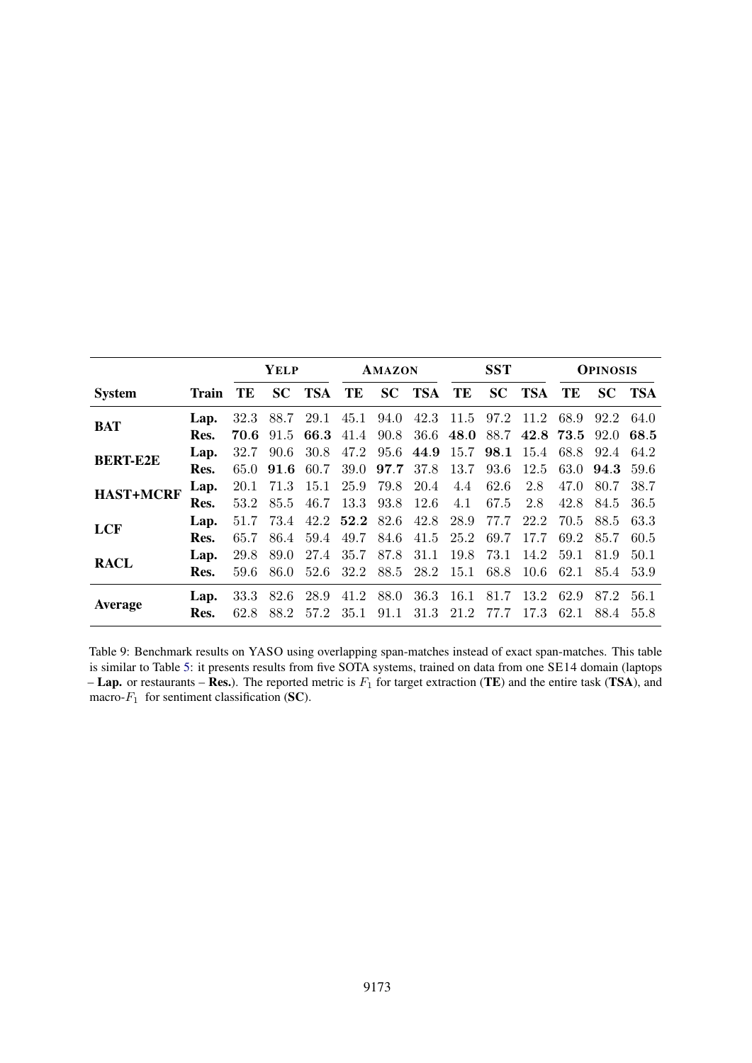| | | Yelp | | | Amazon | | | SST | | | Opinosis | | |
|---|---|---|---|---|---|---|---|---|---|---|---|---|---|
| **System** | **Train** | **TE** | **SC** | **TSA** | **TE** | **SC** | **TSA** | **TE** | **SC** | **TSA** | **TE** | **SC** | **TSA** |
| **BAT** | **Lap.** | 32.3 | 88.7 | 29.1 | 45.1 | 94.0 | 42.3 | 11.5 | 97.2 | 11.2 | 68.9 | 92.2 | 64.0 |
| | **Res.** | **70.6** | 91.5 | **66.3** | 41.4 | 90.8 | 36.6 | **48.0** | 88.7 | **42.8** | **73.5** | 92.0 | **68.5** |
| **BERT-E2E** | **Lap.** | 32.7 | 90.6 | 30.8 | 47.2 | 95.6 | **44.9** | 15.7 | **98.1** | 15.4 | 68.8 | 92.4 | 64.2 |
| | **Res.** | 65.0 | **91.6** | 60.7 | 39.0 | **97.7** | 37.8 | 13.7 | 93.6 | 12.5 | 63.0 | **94.3** | 59.6 |
| **HAST+MCRF** | **Lap.** | 20.1 | 71.3 | 15.1 | 25.9 | 79.8 | 20.4 | 4.4 | 62.6 | 2.8 | 47.0 | 80.7 | 38.7 |
| | **Res.** | 53.2 | 85.5 | 46.7 | 13.3 | 93.8 | 12.6 | 4.1 | 67.5 | 2.8 | 42.8 | 84.5 | 36.5 |
| **LCF** | **Lap.** | 51.7 | 73.4 | 42.2 | **52.2** | 82.6 | 42.8 | 28.9 | 77.7 | 22.2 | 70.5 | 88.5 | 63.3 |
| | **Res.** | 65.7 | 86.4 | 59.4 | 49.7 | 84.6 | 41.5 | 25.2 | 69.7 | 17.7 | 69.2 | 85.7 | 60.5 |
| **RACL** | **Lap.** | 29.8 | 89.0 | 27.4 | 35.7 | 87.8 | 31.1 | 19.8 | 73.1 | 14.2 | 59.1 | 81.9 | 50.1 |
| | **Res.** | 59.6 | 86.0 | 52.6 | 32.2 | 88.5 | 28.2 | 15.1 | 68.8 | 10.6 | 62.1 | 85.4 | 53.9 |
| **Average** | **Lap.** | 33.3 | 82.6 | 28.9 | 41.2 | 88.0 | 36.3 | 16.1 | 81.7 | 13.2 | 62.9 | 87.2 | 56.1 |
| | **Res.** | 62.8 | 88.2 | 57.2 | 35.1 | 91.1 | 31.3 | 21.2 | 77.7 | 17.3 | 62.1 | 88.4 | 55.8 |

Table 9: Benchmark results on YASO using overlapping span-matches instead of exact span-matches. This table is similar to Table 5: it presents results from five SOTA systems, trained on data from one SE14 domain (laptops – **Lap.** or restaurants – **Res.**). The reported metric is $F_1$ for target extraction (**TE**) and the entire task (**TSA**), and macro-$F_1$ for sentiment classification (**SC**).